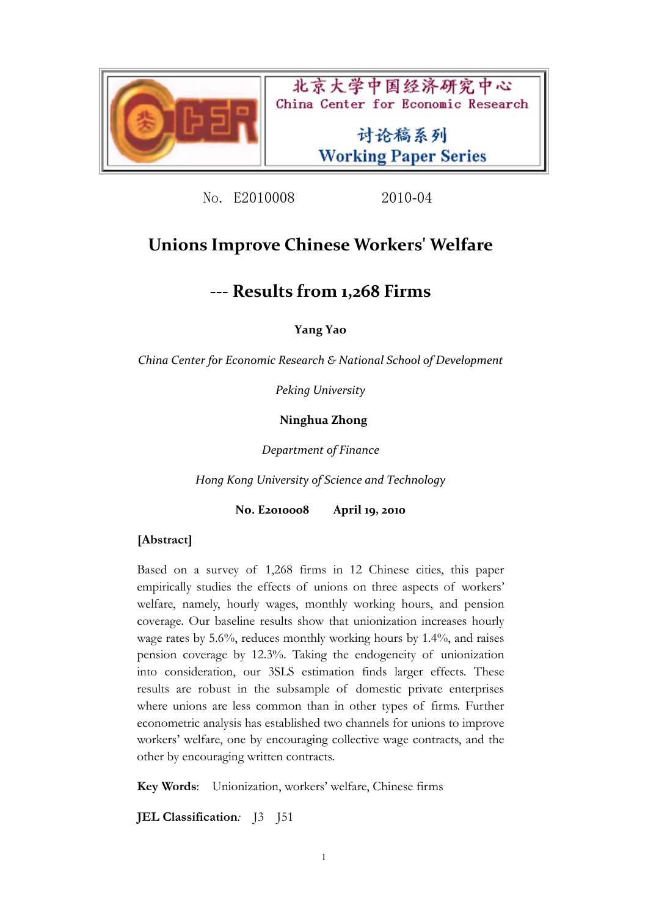北京大学中国经济研究中心
China Center for Economic Research

讨论稿系列
Working Paper Series

No. E2010008 2010-04

# Unions Improve Chinese Workers' Welfare

## --- Results from 1,268 Firms

**Yang Yao**

*China Center for Economic Research & National School of Development*

*Peking University*

**Ninghua Zhong**

*Department of Finance*

*Hong Kong University of Science and Technology*

**No. E2010008 April 19, 2010**

**[Abstract]**

Based on a survey of 1,268 firms in 12 Chinese cities, this paper empirically studies the effects of unions on three aspects of workers' welfare, namely, hourly wages, monthly working hours, and pension coverage. Our baseline results show that unionization increases hourly wage rates by 5.6%, reduces monthly working hours by 1.4%, and raises pension coverage by 12.3%. Taking the endogeneity of unionization into consideration, our 3SLS estimation finds larger effects. These results are robust in the subsample of domestic private enterprises where unions are less common than in other types of firms. Further econometric analysis has established two channels for unions to improve workers' welfare, one by encouraging collective wage contracts, and the other by encouraging written contracts.

**Key Words**: Unionization, workers' welfare, Chinese firms

**JEL Classification**: J3 J51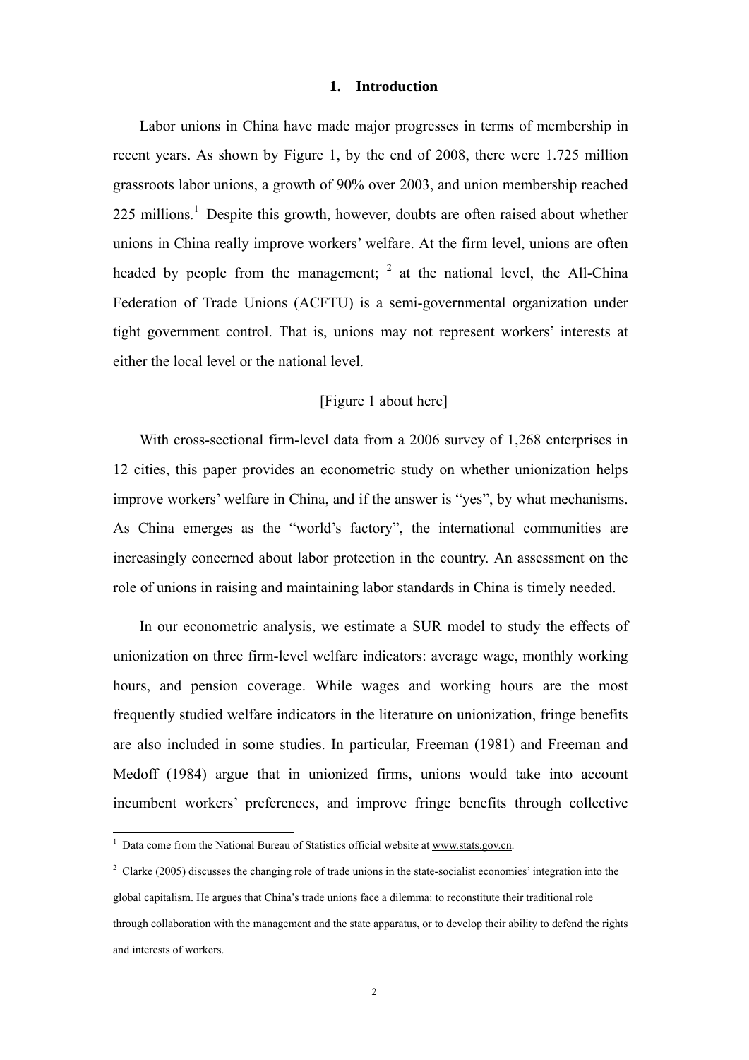## 1. Introduction

Labor unions in China have made major progresses in terms of membership in recent years. As shown by Figure 1, by the end of 2008, there were 1.725 million grassroots labor unions, a growth of 90% over 2003, and union membership reached 225 millions.[1] Despite this growth, however, doubts are often raised about whether unions in China really improve workers' welfare. At the firm level, unions are often headed by people from the management; [2] at the national level, the All-China Federation of Trade Unions (ACFTU) is a semi-governmental organization under tight government control. That is, unions may not represent workers' interests at either the local level or the national level.

[Figure 1 about here]

With cross-sectional firm-level data from a 2006 survey of 1,268 enterprises in 12 cities, this paper provides an econometric study on whether unionization helps improve workers' welfare in China, and if the answer is "yes", by what mechanisms. As China emerges as the "world's factory", the international communities are increasingly concerned about labor protection in the country. An assessment on the role of unions in raising and maintaining labor standards in China is timely needed.

In our econometric analysis, we estimate a SUR model to study the effects of unionization on three firm-level welfare indicators: average wage, monthly working hours, and pension coverage. While wages and working hours are the most frequently studied welfare indicators in the literature on unionization, fringe benefits are also included in some studies. In particular, Freeman (1981) and Freeman and Medoff (1984) argue that in unionized firms, unions would take into account incumbent workers' preferences, and improve fringe benefits through collective

[1] Data come from the National Bureau of Statistics official website at www.stats.gov.cn.

[2] Clarke (2005) discusses the changing role of trade unions in the state-socialist economies' integration into the global capitalism. He argues that China's trade unions face a dilemma: to reconstitute their traditional role through collaboration with the management and the state apparatus, or to develop their ability to defend the rights and interests of workers.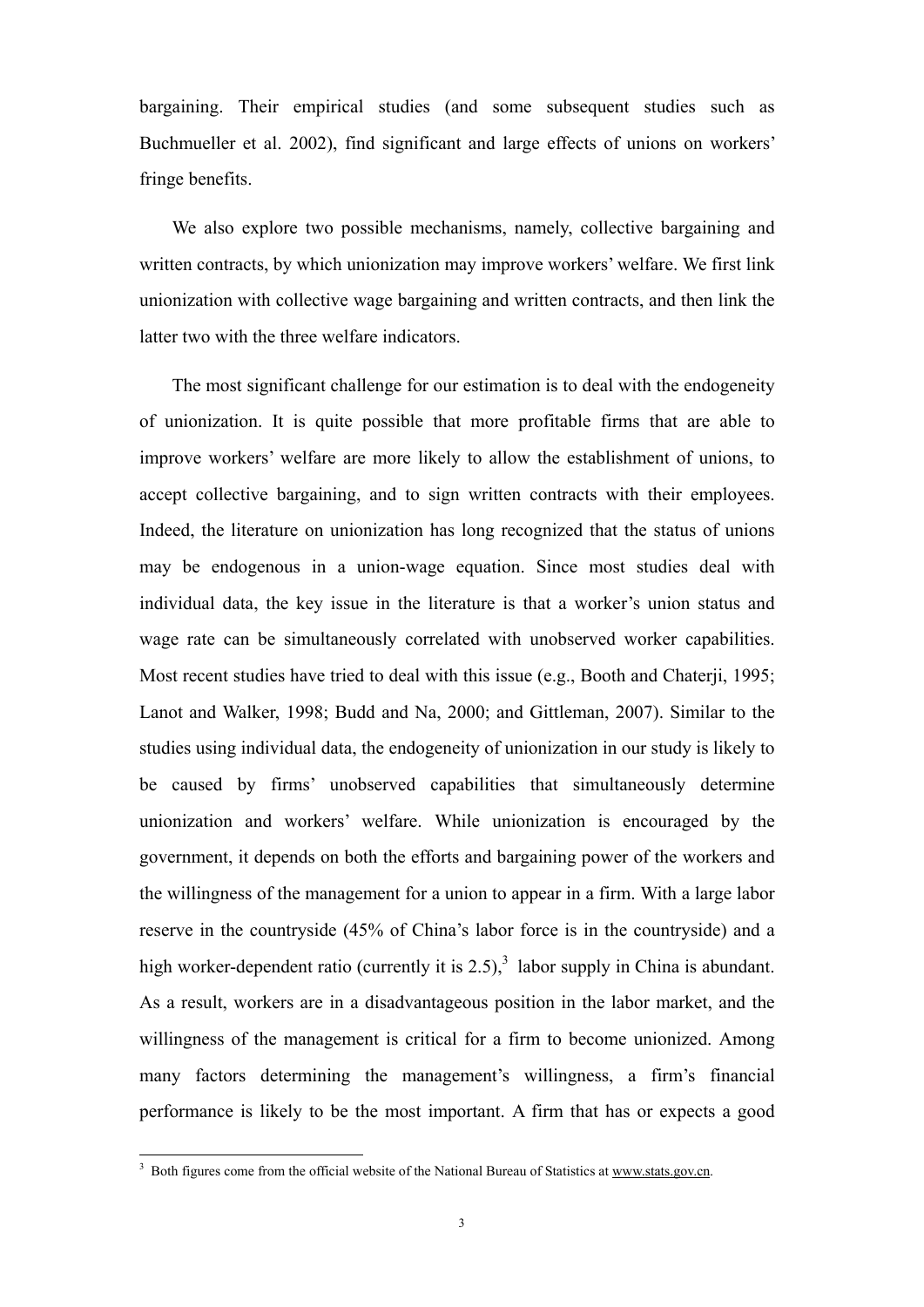bargaining. Their empirical studies (and some subsequent studies such as Buchmueller et al. 2002), find significant and large effects of unions on workers' fringe benefits.

We also explore two possible mechanisms, namely, collective bargaining and written contracts, by which unionization may improve workers' welfare. We first link unionization with collective wage bargaining and written contracts, and then link the latter two with the three welfare indicators.

The most significant challenge for our estimation is to deal with the endogeneity of unionization. It is quite possible that more profitable firms that are able to improve workers' welfare are more likely to allow the establishment of unions, to accept collective bargaining, and to sign written contracts with their employees. Indeed, the literature on unionization has long recognized that the status of unions may be endogenous in a union-wage equation. Since most studies deal with individual data, the key issue in the literature is that a worker's union status and wage rate can be simultaneously correlated with unobserved worker capabilities. Most recent studies have tried to deal with this issue (e.g., Booth and Chaterji, 1995; Lanot and Walker, 1998; Budd and Na, 2000; and Gittleman, 2007). Similar to the studies using individual data, the endogeneity of unionization in our study is likely to be caused by firms' unobserved capabilities that simultaneously determine unionization and workers' welfare. While unionization is encouraged by the government, it depends on both the efforts and bargaining power of the workers and the willingness of the management for a union to appear in a firm. With a large labor reserve in the countryside (45% of China's labor force is in the countryside) and a high worker-dependent ratio (currently it is 2.5),[3] labor supply in China is abundant. As a result, workers are in a disadvantageous position in the labor market, and the willingness of the management is critical for a firm to become unionized. Among many factors determining the management's willingness, a firm's financial performance is likely to be the most important. A firm that has or expects a good

[3] Both figures come from the official website of the National Bureau of Statistics at www.stats.gov.cn.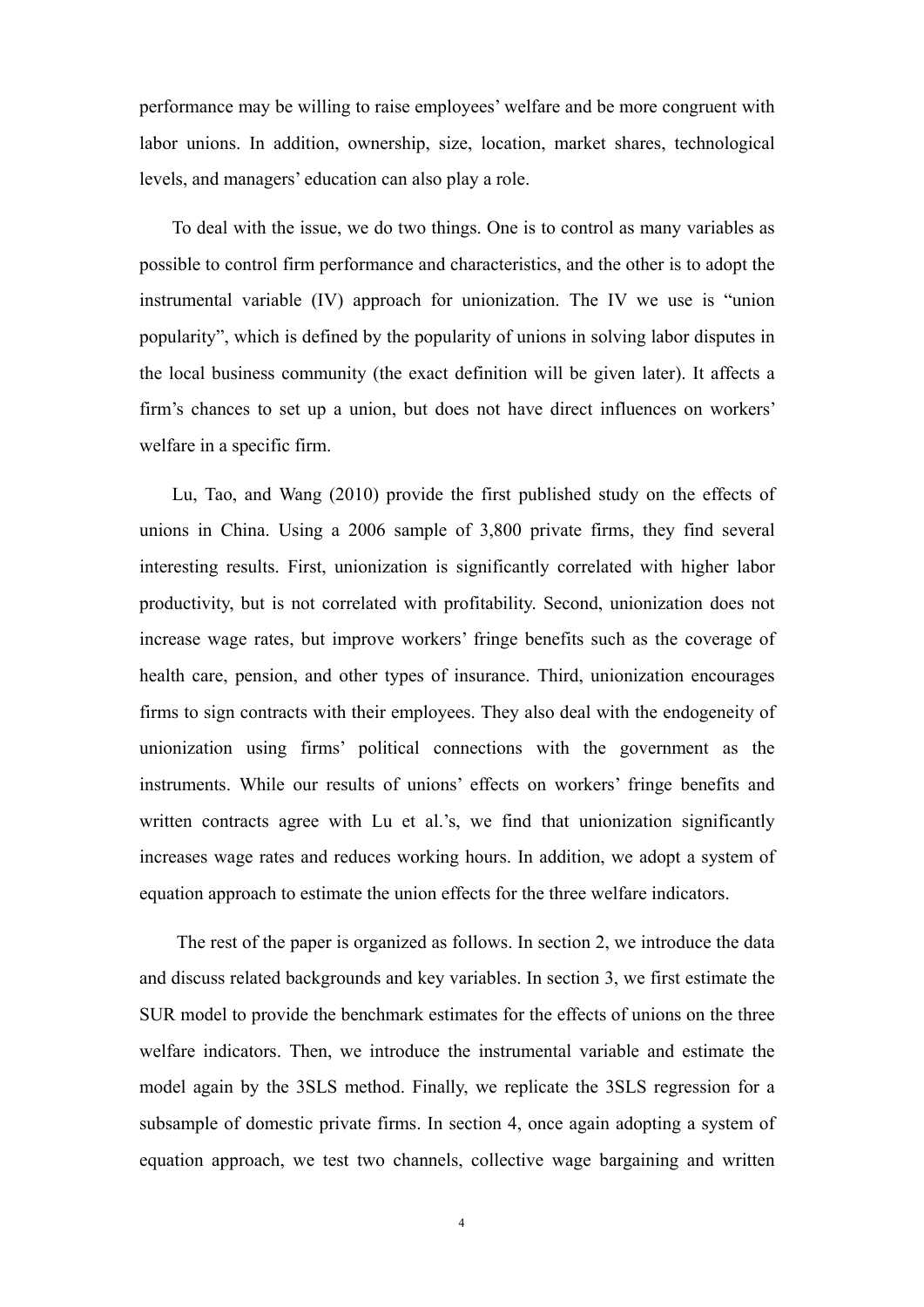performance may be willing to raise employees' welfare and be more congruent with labor unions. In addition, ownership, size, location, market shares, technological levels, and managers' education can also play a role.

To deal with the issue, we do two things. One is to control as many variables as possible to control firm performance and characteristics, and the other is to adopt the instrumental variable (IV) approach for unionization. The IV we use is "union popularity", which is defined by the popularity of unions in solving labor disputes in the local business community (the exact definition will be given later). It affects a firm's chances to set up a union, but does not have direct influences on workers' welfare in a specific firm.

Lu, Tao, and Wang (2010) provide the first published study on the effects of unions in China. Using a 2006 sample of 3,800 private firms, they find several interesting results. First, unionization is significantly correlated with higher labor productivity, but is not correlated with profitability. Second, unionization does not increase wage rates, but improve workers' fringe benefits such as the coverage of health care, pension, and other types of insurance. Third, unionization encourages firms to sign contracts with their employees. They also deal with the endogeneity of unionization using firms' political connections with the government as the instruments. While our results of unions' effects on workers' fringe benefits and written contracts agree with Lu et al.'s, we find that unionization significantly increases wage rates and reduces working hours. In addition, we adopt a system of equation approach to estimate the union effects for the three welfare indicators.

The rest of the paper is organized as follows. In section 2, we introduce the data and discuss related backgrounds and key variables. In section 3, we first estimate the SUR model to provide the benchmark estimates for the effects of unions on the three welfare indicators. Then, we introduce the instrumental variable and estimate the model again by the 3SLS method. Finally, we replicate the 3SLS regression for a subsample of domestic private firms. In section 4, once again adopting a system of equation approach, we test two channels, collective wage bargaining and written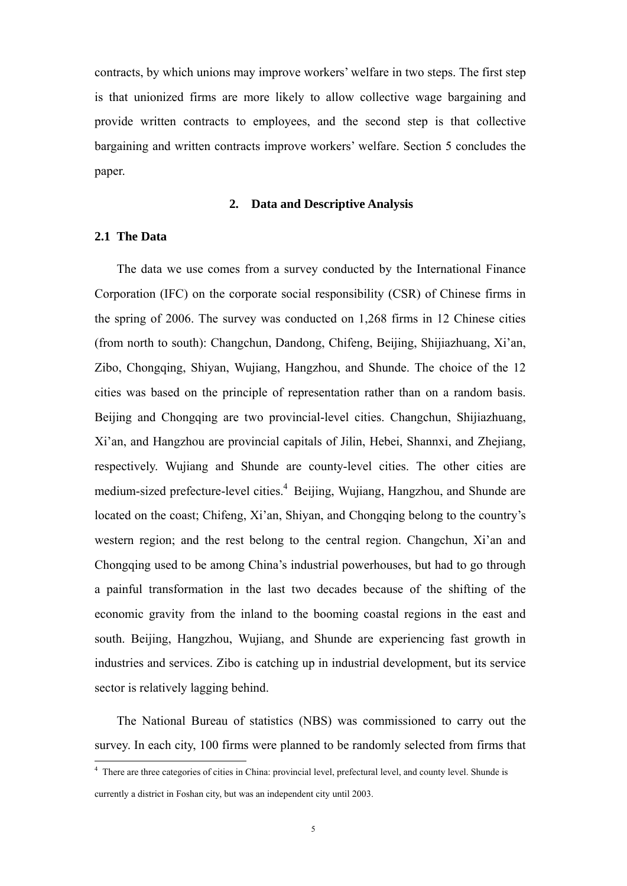contracts, by which unions may improve workers' welfare in two steps. The first step is that unionized firms are more likely to allow collective wage bargaining and provide written contracts to employees, and the second step is that collective bargaining and written contracts improve workers' welfare. Section 5 concludes the paper.

## 2. Data and Descriptive Analysis

### 2.1 The Data

The data we use comes from a survey conducted by the International Finance Corporation (IFC) on the corporate social responsibility (CSR) of Chinese firms in the spring of 2006. The survey was conducted on 1,268 firms in 12 Chinese cities (from north to south): Changchun, Dandong, Chifeng, Beijing, Shijiazhuang, Xi'an, Zibo, Chongqing, Shiyan, Wujiang, Hangzhou, and Shunde. The choice of the 12 cities was based on the principle of representation rather than on a random basis. Beijing and Chongqing are two provincial-level cities. Changchun, Shijiazhuang, Xi'an, and Hangzhou are provincial capitals of Jilin, Hebei, Shannxi, and Zhejiang, respectively. Wujiang and Shunde are county-level cities. The other cities are medium-sized prefecture-level cities.[4] Beijing, Wujiang, Hangzhou, and Shunde are located on the coast; Chifeng, Xi'an, Shiyan, and Chongqing belong to the country's western region; and the rest belong to the central region. Changchun, Xi'an and Chongqing used to be among China's industrial powerhouses, but had to go through a painful transformation in the last two decades because of the shifting of the economic gravity from the inland to the booming coastal regions in the east and south. Beijing, Hangzhou, Wujiang, and Shunde are experiencing fast growth in industries and services. Zibo is catching up in industrial development, but its service sector is relatively lagging behind.

The National Bureau of statistics (NBS) was commissioned to carry out the survey. In each city, 100 firms were planned to be randomly selected from firms that

[4] There are three categories of cities in China: provincial level, prefectural level, and county level. Shunde is currently a district in Foshan city, but was an independent city until 2003.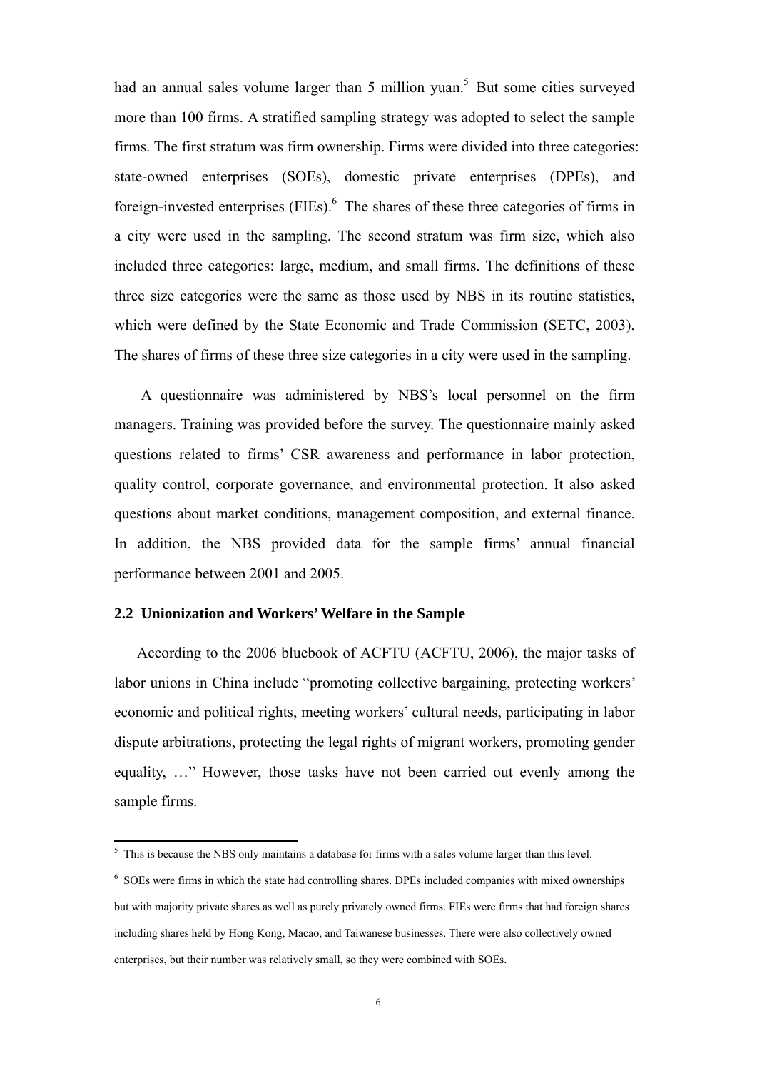had an annual sales volume larger than 5 million yuan.[5] But some cities surveyed more than 100 firms. A stratified sampling strategy was adopted to select the sample firms. The first stratum was firm ownership. Firms were divided into three categories: state-owned enterprises (SOEs), domestic private enterprises (DPEs), and foreign-invested enterprises (FIEs).[6] The shares of these three categories of firms in a city were used in the sampling. The second stratum was firm size, which also included three categories: large, medium, and small firms. The definitions of these three size categories were the same as those used by NBS in its routine statistics, which were defined by the State Economic and Trade Commission (SETC, 2003). The shares of firms of these three size categories in a city were used in the sampling.

A questionnaire was administered by NBS's local personnel on the firm managers. Training was provided before the survey. The questionnaire mainly asked questions related to firms' CSR awareness and performance in labor protection, quality control, corporate governance, and environmental protection. It also asked questions about market conditions, management composition, and external finance. In addition, the NBS provided data for the sample firms' annual financial performance between 2001 and 2005.

### 2.2 Unionization and Workers' Welfare in the Sample

According to the 2006 bluebook of ACFTU (ACFTU, 2006), the major tasks of labor unions in China include "promoting collective bargaining, protecting workers' economic and political rights, meeting workers' cultural needs, participating in labor dispute arbitrations, protecting the legal rights of migrant workers, promoting gender equality, …" However, those tasks have not been carried out evenly among the sample firms.

---

[5] This is because the NBS only maintains a database for firms with a sales volume larger than this level.

[6] SOEs were firms in which the state had controlling shares. DPEs included companies with mixed ownerships but with majority private shares as well as purely privately owned firms. FIEs were firms that had foreign shares including shares held by Hong Kong, Macao, and Taiwanese businesses. There were also collectively owned enterprises, but their number was relatively small, so they were combined with SOEs.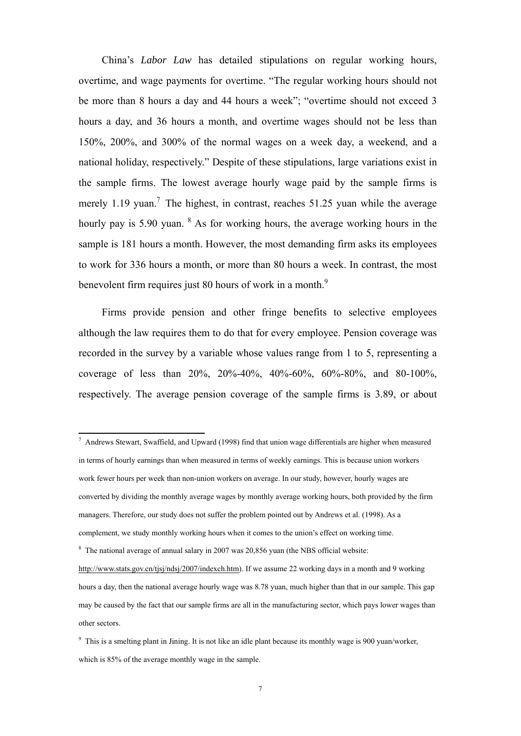China's *Labor Law* has detailed stipulations on regular working hours, overtime, and wage payments for overtime. "The regular working hours should not be more than 8 hours a day and 44 hours a week"; "overtime should not exceed 3 hours a day, and 36 hours a month, and overtime wages should not be less than 150%, 200%, and 300% of the normal wages on a week day, a weekend, and a national holiday, respectively." Despite of these stipulations, large variations exist in the sample firms. The lowest average hourly wage paid by the sample firms is merely 1.19 yuan.[7] The highest, in contrast, reaches 51.25 yuan while the average hourly pay is 5.90 yuan. [8] As for working hours, the average working hours in the sample is 181 hours a month. However, the most demanding firm asks its employees to work for 336 hours a month, or more than 80 hours a week. In contrast, the most benevolent firm requires just 80 hours of work in a month.[9]

Firms provide pension and other fringe benefits to selective employees although the law requires them to do that for every employee. Pension coverage was recorded in the survey by a variable whose values range from 1 to 5, representing a coverage of less than 20%, 20%-40%, 40%-60%, 60%-80%, and 80-100%, respectively. The average pension coverage of the sample firms is 3.89, or about

---

[7] Andrews Stewart, Swaffield, and Upward (1998) find that union wage differentials are higher when measured in terms of hourly earnings than when measured in terms of weekly earnings. This is because union workers work fewer hours per week than non-union workers on average. In our study, however, hourly wages are converted by dividing the monthly average wages by monthly average working hours, both provided by the firm managers. Therefore, our study does not suffer the problem pointed out by Andrews et al. (1998). As a complement, we study monthly working hours when it comes to the union's effect on working time.

[8] The national average of annual salary in 2007 was 20,856 yuan (the NBS official website: http://www.stats.gov.cn/tjsj/ndsj/2007/indexch.htm). If we assume 22 working days in a month and 9 working hours a day, then the national average hourly wage was 8.78 yuan, much higher than that in our sample. This gap may be caused by the fact that our sample firms are all in the manufacturing sector, which pays lower wages than other sectors.

[9] This is a smelting plant in Jining. It is not like an idle plant because its monthly wage is 900 yuan/worker, which is 85% of the average monthly wage in the sample.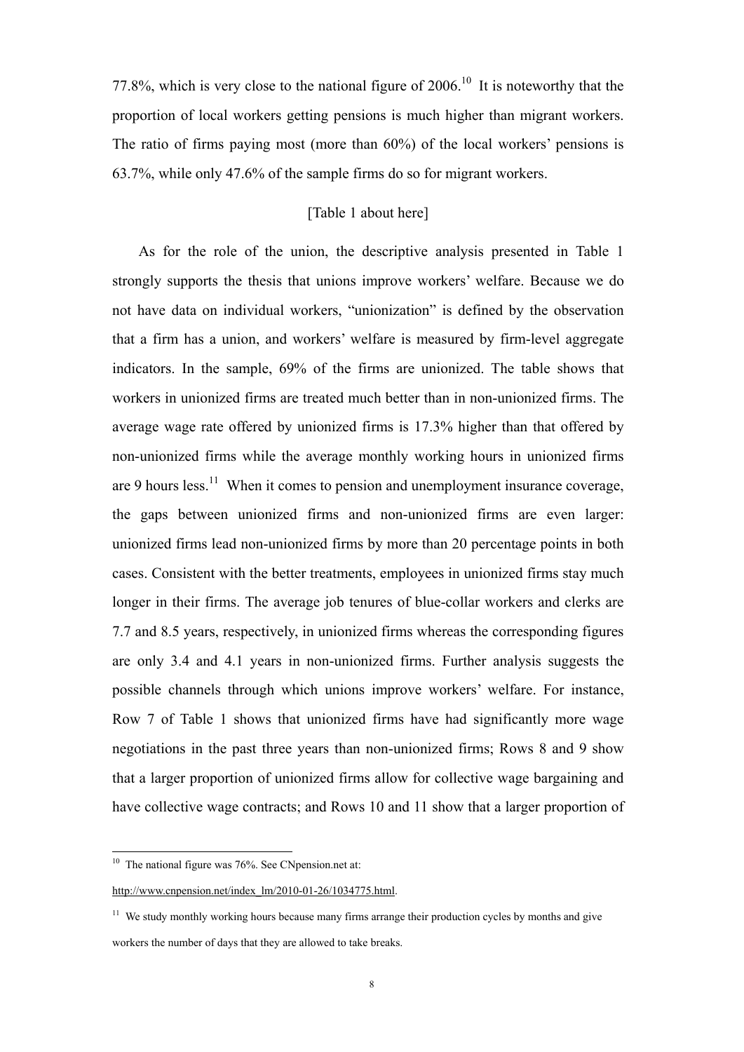77.8%, which is very close to the national figure of 2006.[10] It is noteworthy that the proportion of local workers getting pensions is much higher than migrant workers. The ratio of firms paying most (more than 60%) of the local workers' pensions is 63.7%, while only 47.6% of the sample firms do so for migrant workers.

[Table 1 about here]

As for the role of the union, the descriptive analysis presented in Table 1 strongly supports the thesis that unions improve workers' welfare. Because we do not have data on individual workers, "unionization" is defined by the observation that a firm has a union, and workers' welfare is measured by firm-level aggregate indicators. In the sample, 69% of the firms are unionized. The table shows that workers in unionized firms are treated much better than in non-unionized firms. The average wage rate offered by unionized firms is 17.3% higher than that offered by non-unionized firms while the average monthly working hours in unionized firms are 9 hours less.[11] When it comes to pension and unemployment insurance coverage, the gaps between unionized firms and non-unionized firms are even larger: unionized firms lead non-unionized firms by more than 20 percentage points in both cases. Consistent with the better treatments, employees in unionized firms stay much longer in their firms. The average job tenures of blue-collar workers and clerks are 7.7 and 8.5 years, respectively, in unionized firms whereas the corresponding figures are only 3.4 and 4.1 years in non-unionized firms. Further analysis suggests the possible channels through which unions improve workers' welfare. For instance, Row 7 of Table 1 shows that unionized firms have had significantly more wage negotiations in the past three years than non-unionized firms; Rows 8 and 9 show that a larger proportion of unionized firms allow for collective wage bargaining and have collective wage contracts; and Rows 10 and 11 show that a larger proportion of

---

[10] The national figure was 76%. See CNpension.net at: http://www.cnpension.net/index_lm/2010-01-26/1034775.html.

[11] We study monthly working hours because many firms arrange their production cycles by months and give workers the number of days that they are allowed to take breaks.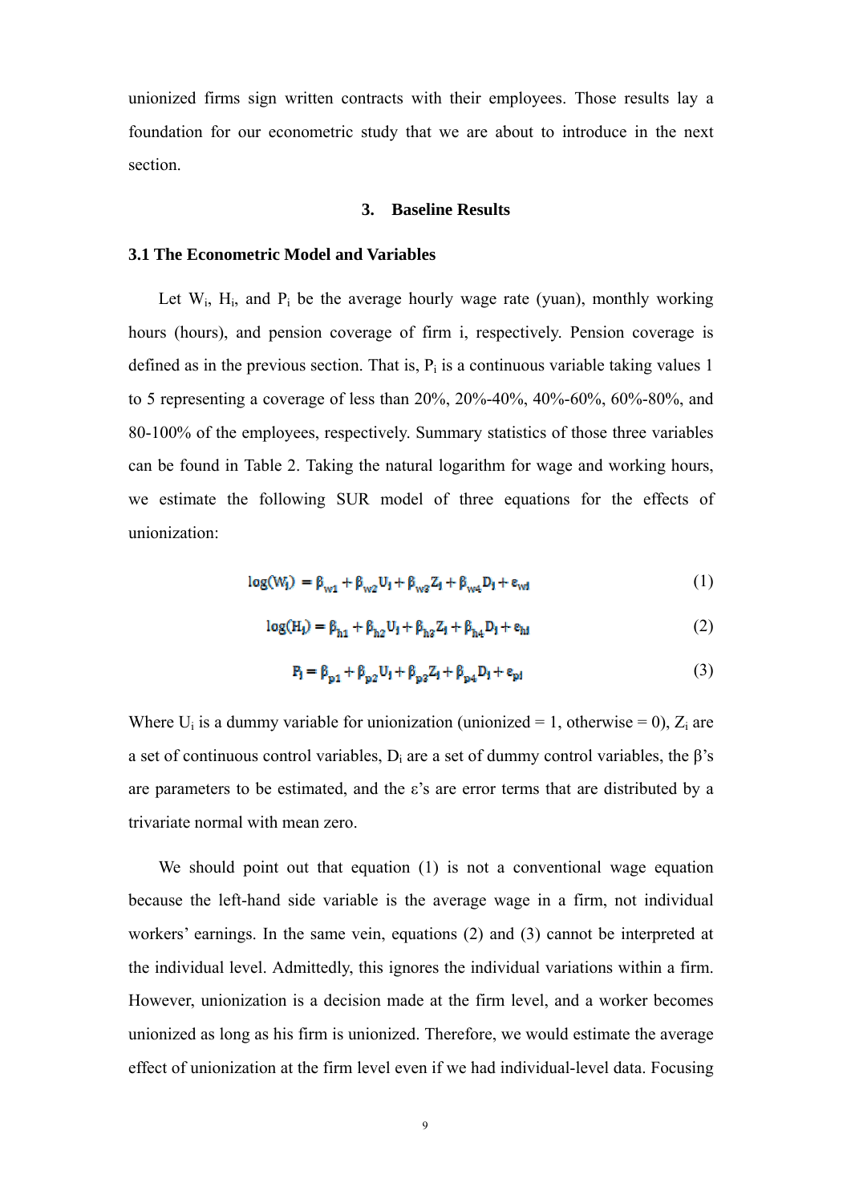unionized firms sign written contracts with their employees. Those results lay a foundation for our econometric study that we are about to introduce in the next section.

## 3. Baseline Results

### 3.1 The Econometric Model and Variables

Let $W_i$, $H_i$, and $P_i$ be the average hourly wage rate (yuan), monthly working hours (hours), and pension coverage of firm i, respectively. Pension coverage is defined as in the previous section. That is, $P_i$ is a continuous variable taking values 1 to 5 representing a coverage of less than 20%, 20%-40%, 40%-60%, 60%-80%, and 80-100% of the employees, respectively. Summary statistics of those three variables can be found in Table 2. Taking the natural logarithm for wage and working hours, we estimate the following SUR model of three equations for the effects of unionization:

$$\log(W_i) = \beta_{w1} + \beta_{w2} U_i + \beta_{w3} Z_i + \beta_{w4} D_i + \varepsilon_{wi} \tag{1}$$

$$\log(H_i) = \beta_{h1} + \beta_{h2} U_i + \beta_{h3} Z_i + \beta_{h4} D_i + \varepsilon_{hi} \tag{2}$$

$$P_i = \beta_{p1} + \beta_{p2} U_i + \beta_{p3} Z_i + \beta_{p4} D_i + \varepsilon_{pi} \tag{3}$$

Where $U_i$ is a dummy variable for unionization (unionized = 1, otherwise = 0), $Z_i$ are a set of continuous control variables, $D_i$ are a set of dummy control variables, the β's are parameters to be estimated, and the ε's are error terms that are distributed by a trivariate normal with mean zero.

We should point out that equation (1) is not a conventional wage equation because the left-hand side variable is the average wage in a firm, not individual workers' earnings. In the same vein, equations (2) and (3) cannot be interpreted at the individual level. Admittedly, this ignores the individual variations within a firm. However, unionization is a decision made at the firm level, and a worker becomes unionized as long as his firm is unionized. Therefore, we would estimate the average effect of unionization at the firm level even if we had individual-level data. Focusing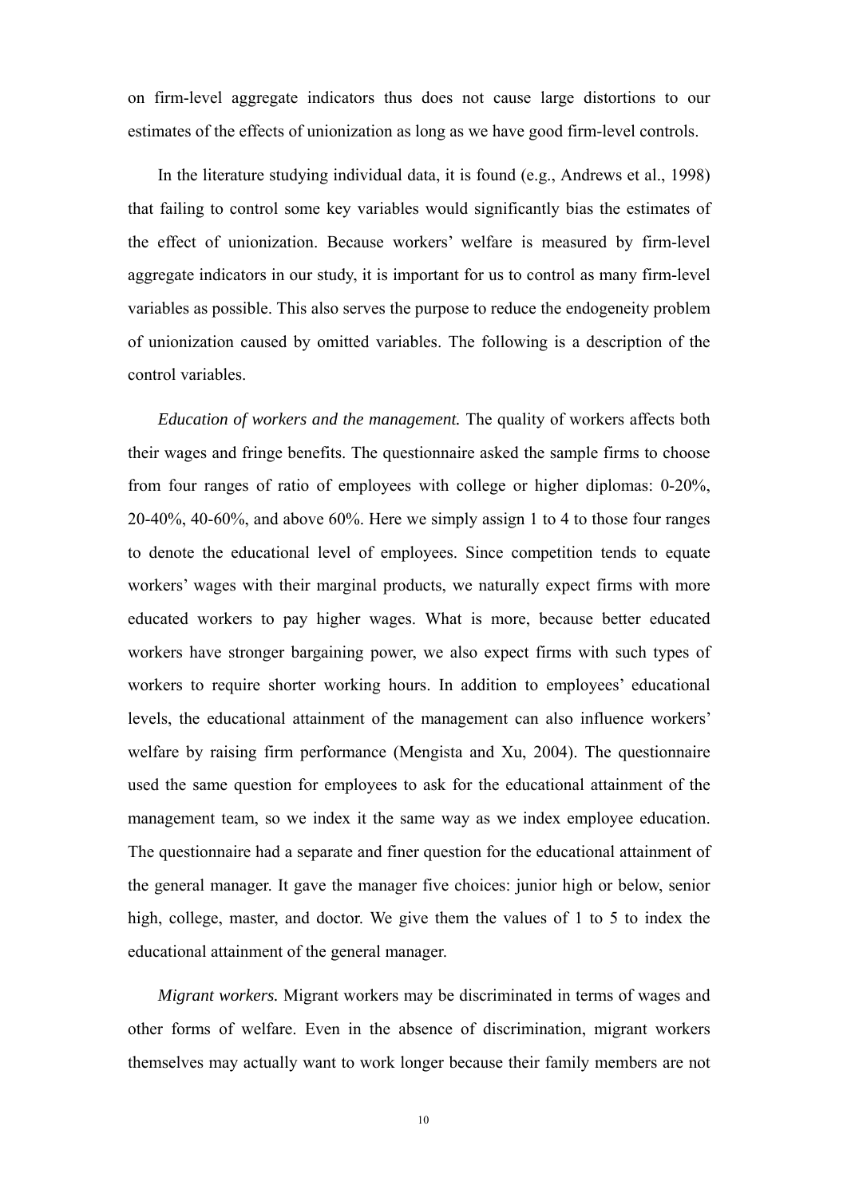on firm-level aggregate indicators thus does not cause large distortions to our estimates of the effects of unionization as long as we have good firm-level controls.

In the literature studying individual data, it is found (e.g., Andrews et al., 1998) that failing to control some key variables would significantly bias the estimates of the effect of unionization. Because workers' welfare is measured by firm-level aggregate indicators in our study, it is important for us to control as many firm-level variables as possible. This also serves the purpose to reduce the endogeneity problem of unionization caused by omitted variables. The following is a description of the control variables.

*Education of workers and the management.* The quality of workers affects both their wages and fringe benefits. The questionnaire asked the sample firms to choose from four ranges of ratio of employees with college or higher diplomas: 0-20%, 20-40%, 40-60%, and above 60%. Here we simply assign 1 to 4 to those four ranges to denote the educational level of employees. Since competition tends to equate workers' wages with their marginal products, we naturally expect firms with more educated workers to pay higher wages. What is more, because better educated workers have stronger bargaining power, we also expect firms with such types of workers to require shorter working hours. In addition to employees' educational levels, the educational attainment of the management can also influence workers' welfare by raising firm performance (Mengista and Xu, 2004). The questionnaire used the same question for employees to ask for the educational attainment of the management team, so we index it the same way as we index employee education. The questionnaire had a separate and finer question for the educational attainment of the general manager. It gave the manager five choices: junior high or below, senior high, college, master, and doctor. We give them the values of 1 to 5 to index the educational attainment of the general manager.

*Migrant workers.* Migrant workers may be discriminated in terms of wages and other forms of welfare. Even in the absence of discrimination, migrant workers themselves may actually want to work longer because their family members are not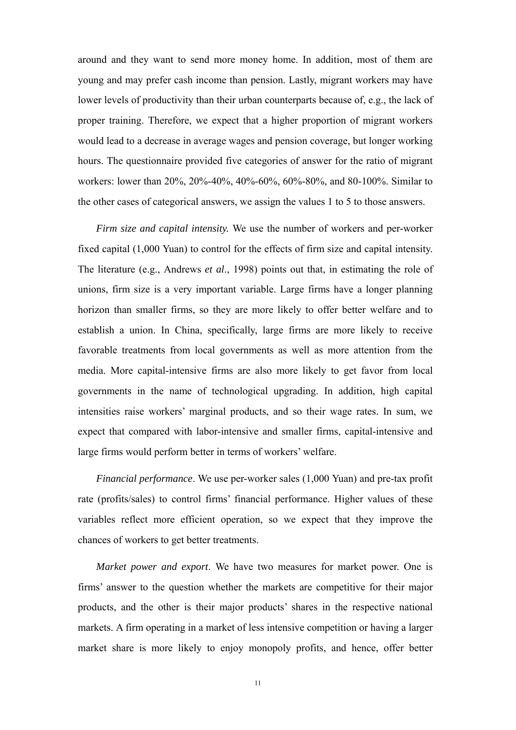around and they want to send more money home. In addition, most of them are young and may prefer cash income than pension. Lastly, migrant workers may have lower levels of productivity than their urban counterparts because of, e.g., the lack of proper training. Therefore, we expect that a higher proportion of migrant workers would lead to a decrease in average wages and pension coverage, but longer working hours. The questionnaire provided five categories of answer for the ratio of migrant workers: lower than 20%, 20%-40%, 40%-60%, 60%-80%, and 80-100%. Similar to the other cases of categorical answers, we assign the values 1 to 5 to those answers.

*Firm size and capital intensity.* We use the number of workers and per-worker fixed capital (1,000 Yuan) to control for the effects of firm size and capital intensity. The literature (e.g., Andrews *et al*., 1998) points out that, in estimating the role of unions, firm size is a very important variable. Large firms have a longer planning horizon than smaller firms, so they are more likely to offer better welfare and to establish a union. In China, specifically, large firms are more likely to receive favorable treatments from local governments as well as more attention from the media. More capital-intensive firms are also more likely to get favor from local governments in the name of technological upgrading. In addition, high capital intensities raise workers' marginal products, and so their wage rates. In sum, we expect that compared with labor-intensive and smaller firms, capital-intensive and large firms would perform better in terms of workers' welfare.

*Financial performance*. We use per-worker sales (1,000 Yuan) and pre-tax profit rate (profits/sales) to control firms' financial performance. Higher values of these variables reflect more efficient operation, so we expect that they improve the chances of workers to get better treatments.

*Market power and export*. We have two measures for market power. One is firms' answer to the question whether the markets are competitive for their major products, and the other is their major products' shares in the respective national markets. A firm operating in a market of less intensive competition or having a larger market share is more likely to enjoy monopoly profits, and hence, offer better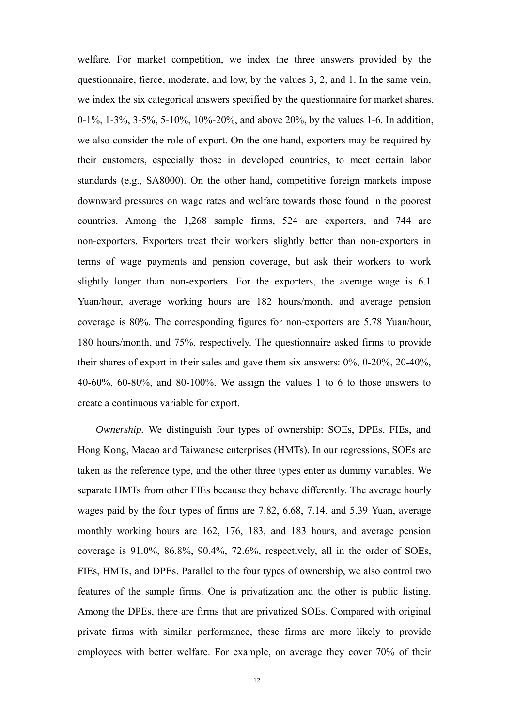welfare. For market competition, we index the three answers provided by the questionnaire, fierce, moderate, and low, by the values 3, 2, and 1. In the same vein, we index the six categorical answers specified by the questionnaire for market shares, 0-1%, 1-3%, 3-5%, 5-10%, 10%-20%, and above 20%, by the values 1-6. In addition, we also consider the role of export. On the one hand, exporters may be required by their customers, especially those in developed countries, to meet certain labor standards (e.g., SA8000). On the other hand, competitive foreign markets impose downward pressures on wage rates and welfare towards those found in the poorest countries. Among the 1,268 sample firms, 524 are exporters, and 744 are non-exporters. Exporters treat their workers slightly better than non-exporters in terms of wage payments and pension coverage, but ask their workers to work slightly longer than non-exporters. For the exporters, the average wage is 6.1 Yuan/hour, average working hours are 182 hours/month, and average pension coverage is 80%. The corresponding figures for non-exporters are 5.78 Yuan/hour, 180 hours/month, and 75%, respectively. The questionnaire asked firms to provide their shares of export in their sales and gave them six answers: 0%, 0-20%, 20-40%, 40-60%, 60-80%, and 80-100%. We assign the values 1 to 6 to those answers to create a continuous variable for export.

*Ownership.* We distinguish four types of ownership: SOEs, DPEs, FIEs, and Hong Kong, Macao and Taiwanese enterprises (HMTs). In our regressions, SOEs are taken as the reference type, and the other three types enter as dummy variables. We separate HMTs from other FIEs because they behave differently. The average hourly wages paid by the four types of firms are 7.82, 6.68, 7.14, and 5.39 Yuan, average monthly working hours are 162, 176, 183, and 183 hours, and average pension coverage is 91.0%, 86.8%, 90.4%, 72.6%, respectively, all in the order of SOEs, FIEs, HMTs, and DPEs. Parallel to the four types of ownership, we also control two features of the sample firms. One is privatization and the other is public listing. Among the DPEs, there are firms that are privatized SOEs. Compared with original private firms with similar performance, these firms are more likely to provide employees with better welfare. For example, on average they cover 70% of their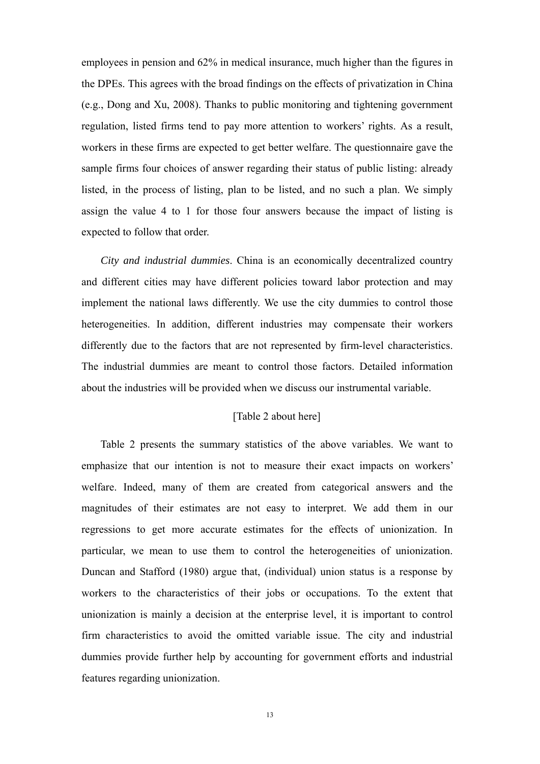employees in pension and 62% in medical insurance, much higher than the figures in the DPEs. This agrees with the broad findings on the effects of privatization in China (e.g., Dong and Xu, 2008). Thanks to public monitoring and tightening government regulation, listed firms tend to pay more attention to workers' rights. As a result, workers in these firms are expected to get better welfare. The questionnaire gave the sample firms four choices of answer regarding their status of public listing: already listed, in the process of listing, plan to be listed, and no such a plan. We simply assign the value 4 to 1 for those four answers because the impact of listing is expected to follow that order.

*City and industrial dummies*. China is an economically decentralized country and different cities may have different policies toward labor protection and may implement the national laws differently. We use the city dummies to control those heterogeneities. In addition, different industries may compensate their workers differently due to the factors that are not represented by firm-level characteristics. The industrial dummies are meant to control those factors. Detailed information about the industries will be provided when we discuss our instrumental variable.

[Table 2 about here]

Table 2 presents the summary statistics of the above variables. We want to emphasize that our intention is not to measure their exact impacts on workers' welfare. Indeed, many of them are created from categorical answers and the magnitudes of their estimates are not easy to interpret. We add them in our regressions to get more accurate estimates for the effects of unionization. In particular, we mean to use them to control the heterogeneities of unionization. Duncan and Stafford (1980) argue that, (individual) union status is a response by workers to the characteristics of their jobs or occupations. To the extent that unionization is mainly a decision at the enterprise level, it is important to control firm characteristics to avoid the omitted variable issue. The city and industrial dummies provide further help by accounting for government efforts and industrial features regarding unionization.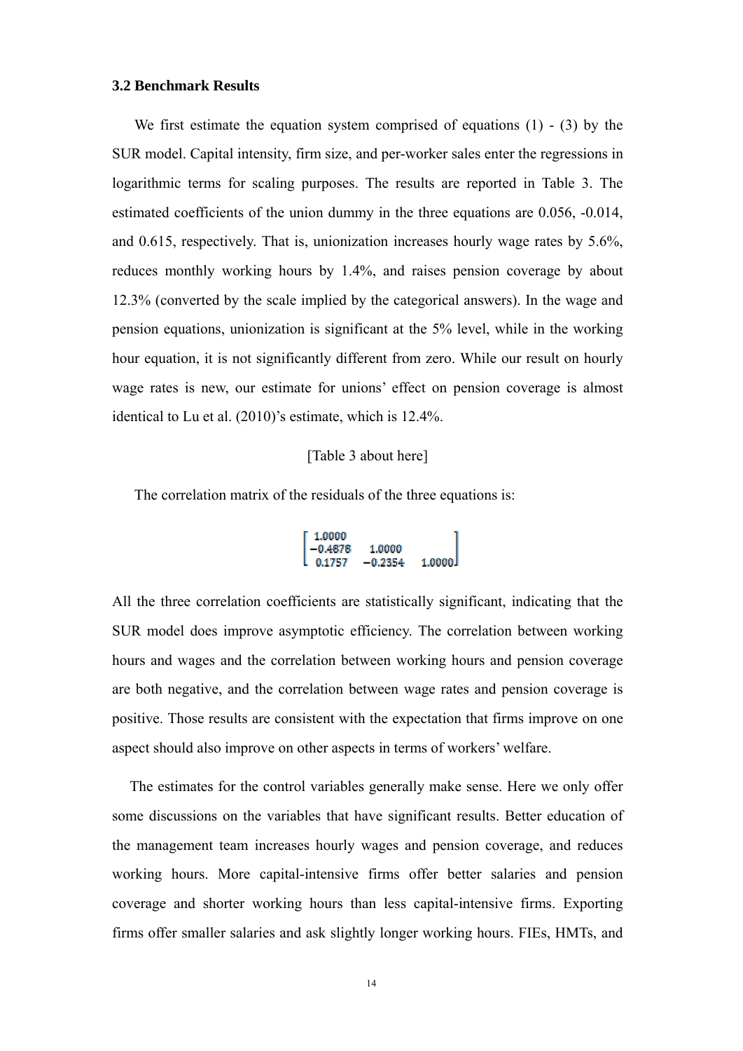### 3.2 Benchmark Results

We first estimate the equation system comprised of equations (1) - (3) by the SUR model. Capital intensity, firm size, and per-worker sales enter the regressions in logarithmic terms for scaling purposes. The results are reported in Table 3. The estimated coefficients of the union dummy in the three equations are 0.056, -0.014, and 0.615, respectively. That is, unionization increases hourly wage rates by 5.6%, reduces monthly working hours by 1.4%, and raises pension coverage by about 12.3% (converted by the scale implied by the categorical answers). In the wage and pension equations, unionization is significant at the 5% level, while in the working hour equation, it is not significantly different from zero. While our result on hourly wage rates is new, our estimate for unions' effect on pension coverage is almost identical to Lu et al. (2010)'s estimate, which is 12.4%.

[Table 3 about here]

The correlation matrix of the residuals of the three equations is:

$$\begin{bmatrix} 1.0000 & & \\ -0.4878 & 1.0000 & \\ 0.1757 & -0.2354 & 1.0000 \end{bmatrix}$$

All the three correlation coefficients are statistically significant, indicating that the SUR model does improve asymptotic efficiency. The correlation between working hours and wages and the correlation between working hours and pension coverage are both negative, and the correlation between wage rates and pension coverage is positive. Those results are consistent with the expectation that firms improve on one aspect should also improve on other aspects in terms of workers' welfare.

The estimates for the control variables generally make sense. Here we only offer some discussions on the variables that have significant results. Better education of the management team increases hourly wages and pension coverage, and reduces working hours. More capital-intensive firms offer better salaries and pension coverage and shorter working hours than less capital-intensive firms. Exporting firms offer smaller salaries and ask slightly longer working hours. FIEs, HMTs, and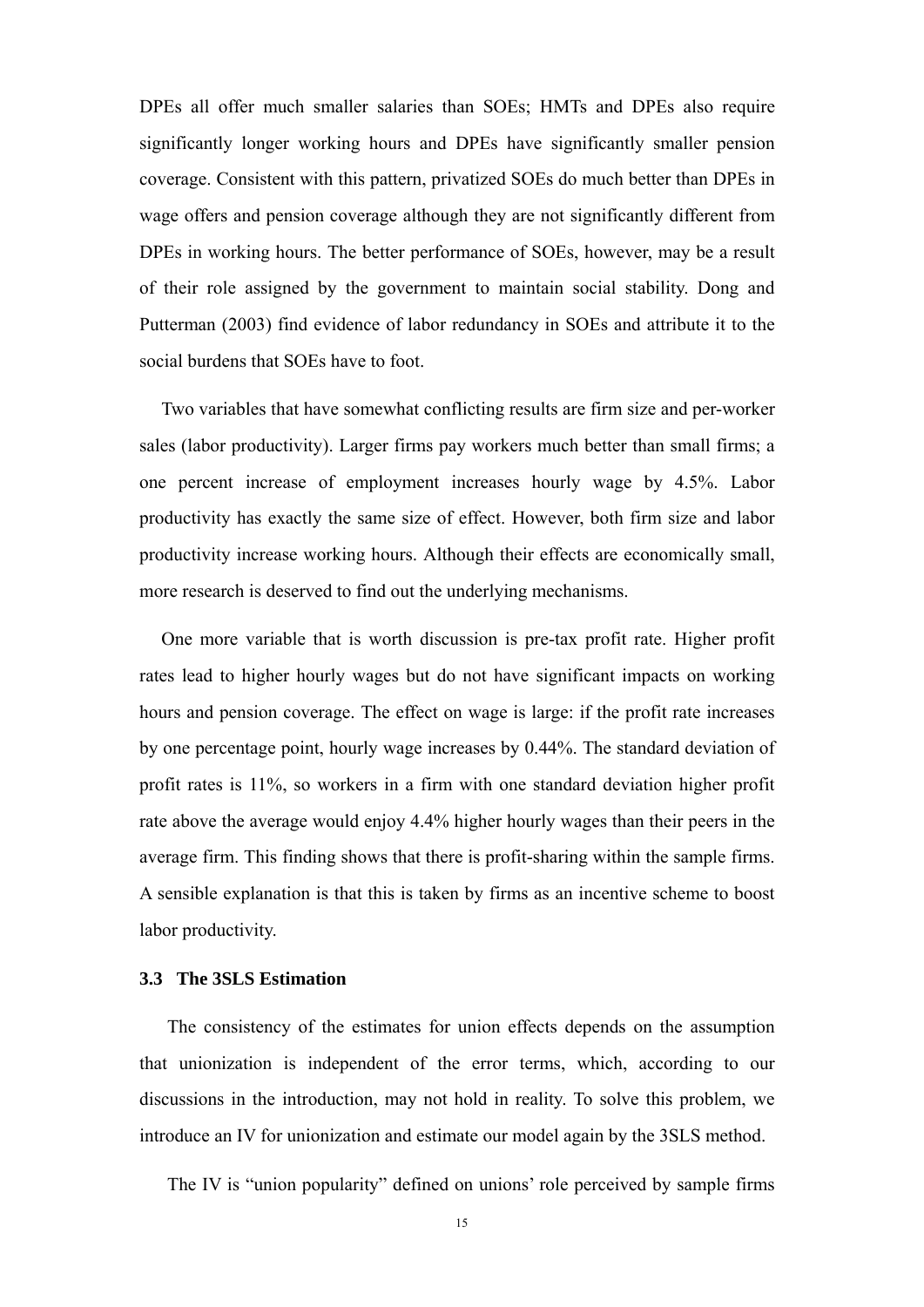DPEs all offer much smaller salaries than SOEs; HMTs and DPEs also require significantly longer working hours and DPEs have significantly smaller pension coverage. Consistent with this pattern, privatized SOEs do much better than DPEs in wage offers and pension coverage although they are not significantly different from DPEs in working hours. The better performance of SOEs, however, may be a result of their role assigned by the government to maintain social stability. Dong and Putterman (2003) find evidence of labor redundancy in SOEs and attribute it to the social burdens that SOEs have to foot.

Two variables that have somewhat conflicting results are firm size and per-worker sales (labor productivity). Larger firms pay workers much better than small firms; a one percent increase of employment increases hourly wage by 4.5%. Labor productivity has exactly the same size of effect. However, both firm size and labor productivity increase working hours. Although their effects are economically small, more research is deserved to find out the underlying mechanisms.

One more variable that is worth discussion is pre-tax profit rate. Higher profit rates lead to higher hourly wages but do not have significant impacts on working hours and pension coverage. The effect on wage is large: if the profit rate increases by one percentage point, hourly wage increases by 0.44%. The standard deviation of profit rates is 11%, so workers in a firm with one standard deviation higher profit rate above the average would enjoy 4.4% higher hourly wages than their peers in the average firm. This finding shows that there is profit-sharing within the sample firms. A sensible explanation is that this is taken by firms as an incentive scheme to boost labor productivity.

### 3.3 The 3SLS Estimation

The consistency of the estimates for union effects depends on the assumption that unionization is independent of the error terms, which, according to our discussions in the introduction, may not hold in reality. To solve this problem, we introduce an IV for unionization and estimate our model again by the 3SLS method.

The IV is "union popularity" defined on unions' role perceived by sample firms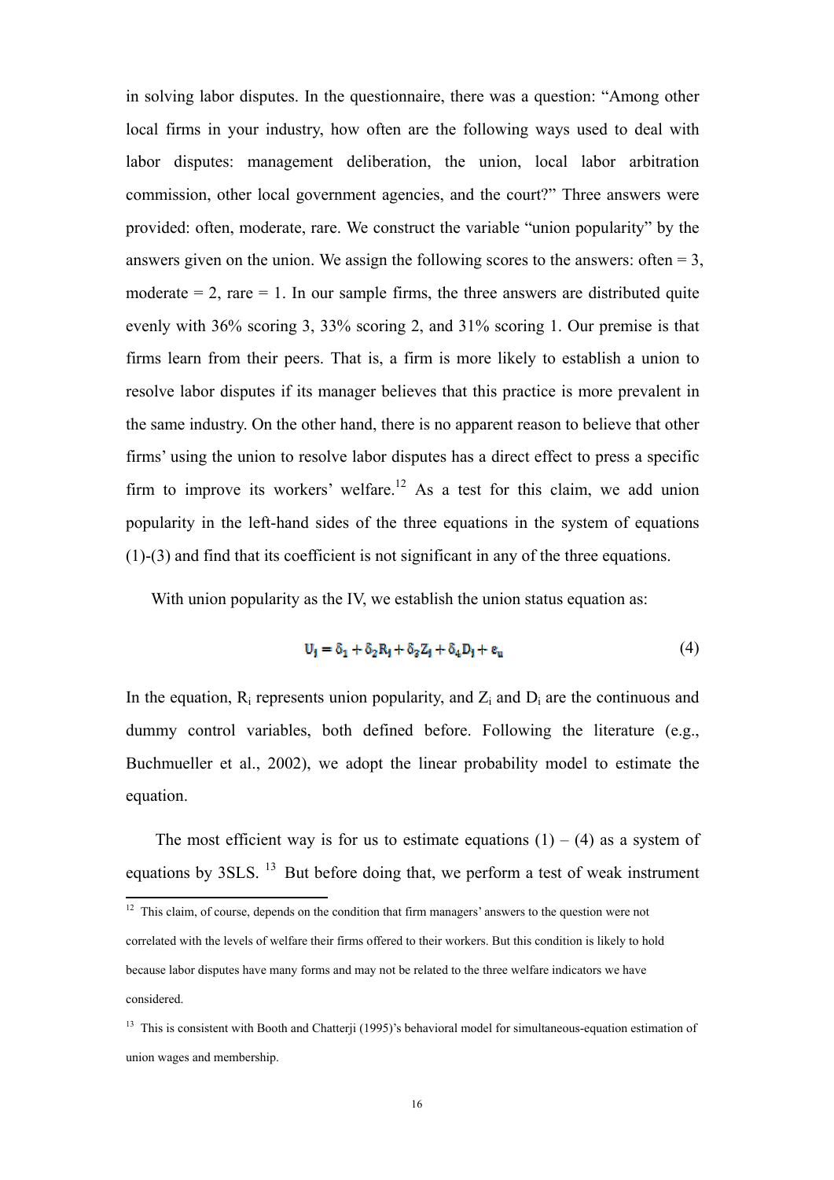in solving labor disputes. In the questionnaire, there was a question: "Among other local firms in your industry, how often are the following ways used to deal with labor disputes: management deliberation, the union, local labor arbitration commission, other local government agencies, and the court?" Three answers were provided: often, moderate, rare. We construct the variable "union popularity" by the answers given on the union. We assign the following scores to the answers: often = 3, moderate = 2, rare = 1. In our sample firms, the three answers are distributed quite evenly with 36% scoring 3, 33% scoring 2, and 31% scoring 1. Our premise is that firms learn from their peers. That is, a firm is more likely to establish a union to resolve labor disputes if its manager believes that this practice is more prevalent in the same industry. On the other hand, there is no apparent reason to believe that other firms' using the union to resolve labor disputes has a direct effect to press a specific firm to improve its workers' welfare.[12] As a test for this claim, we add union popularity in the left-hand sides of the three equations in the system of equations (1)-(3) and find that its coefficient is not significant in any of the three equations.

With union popularity as the IV, we establish the union status equation as:

$$U_i = \delta_1 + \delta_2 R_i + \delta_3 Z_i + \delta_4 D_i + \varepsilon_u \tag{4}$$

In the equation, $R_i$ represents union popularity, and $Z_i$ and $D_i$ are the continuous and dummy control variables, both defined before. Following the literature (e.g., Buchmueller et al., 2002), we adopt the linear probability model to estimate the equation.

The most efficient way is for us to estimate equations (1) – (4) as a system of equations by 3SLS.[13] But before doing that, we perform a test of weak instrument

---

[12] This claim, of course, depends on the condition that firm managers' answers to the question were not correlated with the levels of welfare their firms offered to their workers. But this condition is likely to hold because labor disputes have many forms and may not be related to the three welfare indicators we have considered.

[13] This is consistent with Booth and Chatterji (1995)'s behavioral model for simultaneous-equation estimation of union wages and membership.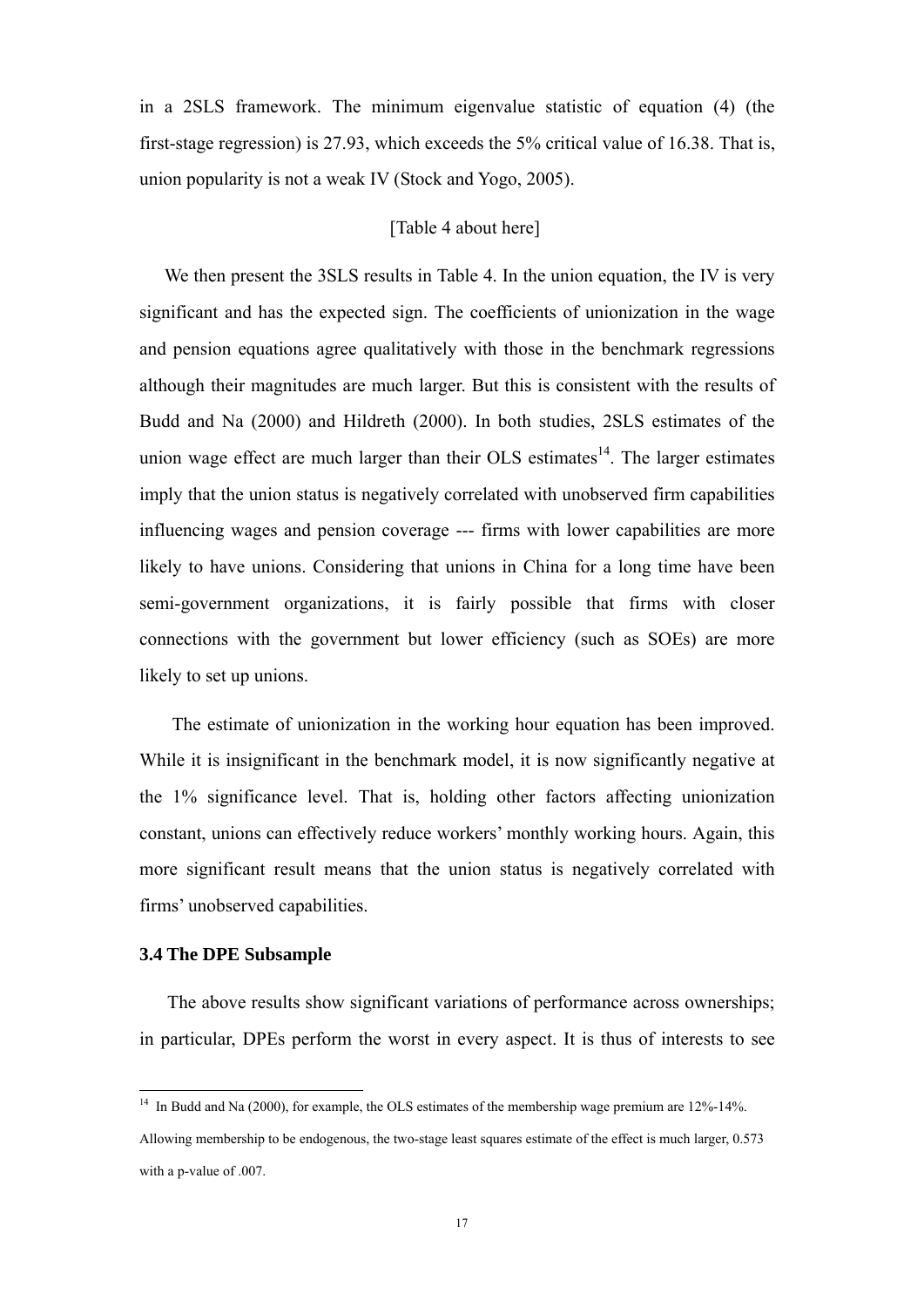in a 2SLS framework. The minimum eigenvalue statistic of equation (4) (the first-stage regression) is 27.93, which exceeds the 5% critical value of 16.38. That is, union popularity is not a weak IV (Stock and Yogo, 2005).

[Table 4 about here]

We then present the 3SLS results in Table 4. In the union equation, the IV is very significant and has the expected sign. The coefficients of unionization in the wage and pension equations agree qualitatively with those in the benchmark regressions although their magnitudes are much larger. But this is consistent with the results of Budd and Na (2000) and Hildreth (2000). In both studies, 2SLS estimates of the union wage effect are much larger than their OLS estimates[14]. The larger estimates imply that the union status is negatively correlated with unobserved firm capabilities influencing wages and pension coverage --- firms with lower capabilities are more likely to have unions. Considering that unions in China for a long time have been semi-government organizations, it is fairly possible that firms with closer connections with the government but lower efficiency (such as SOEs) are more likely to set up unions.

The estimate of unionization in the working hour equation has been improved. While it is insignificant in the benchmark model, it is now significantly negative at the 1% significance level. That is, holding other factors affecting unionization constant, unions can effectively reduce workers' monthly working hours. Again, this more significant result means that the union status is negatively correlated with firms' unobserved capabilities.

### 3.4 The DPE Subsample

The above results show significant variations of performance across ownerships; in particular, DPEs perform the worst in every aspect. It is thus of interests to see

---

[14] In Budd and Na (2000), for example, the OLS estimates of the membership wage premium are 12%-14%. Allowing membership to be endogenous, the two-stage least squares estimate of the effect is much larger, 0.573 with a p-value of .007.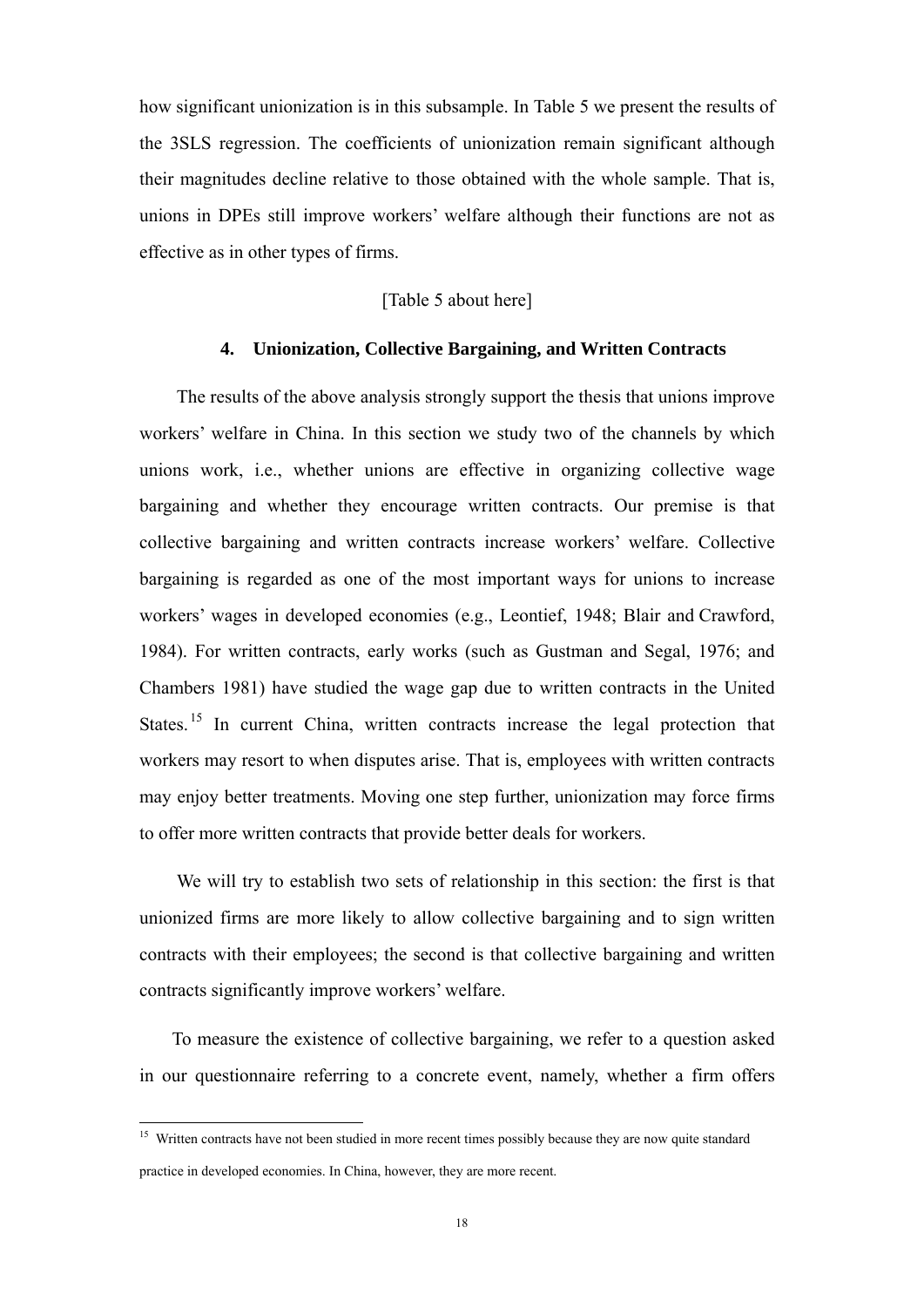how significant unionization is in this subsample. In Table 5 we present the results of the 3SLS regression. The coefficients of unionization remain significant although their magnitudes decline relative to those obtained with the whole sample. That is, unions in DPEs still improve workers' welfare although their functions are not as effective as in other types of firms.

[Table 5 about here]

## 4. Unionization, Collective Bargaining, and Written Contracts

The results of the above analysis strongly support the thesis that unions improve workers' welfare in China. In this section we study two of the channels by which unions work, i.e., whether unions are effective in organizing collective wage bargaining and whether they encourage written contracts. Our premise is that collective bargaining and written contracts increase workers' welfare. Collective bargaining is regarded as one of the most important ways for unions to increase workers' wages in developed economies (e.g., Leontief, 1948; Blair and Crawford, 1984). For written contracts, early works (such as Gustman and Segal, 1976; and Chambers 1981) have studied the wage gap due to written contracts in the United States.[15] In current China, written contracts increase the legal protection that workers may resort to when disputes arise. That is, employees with written contracts may enjoy better treatments. Moving one step further, unionization may force firms to offer more written contracts that provide better deals for workers.

We will try to establish two sets of relationship in this section: the first is that unionized firms are more likely to allow collective bargaining and to sign written contracts with their employees; the second is that collective bargaining and written contracts significantly improve workers' welfare.

To measure the existence of collective bargaining, we refer to a question asked in our questionnaire referring to a concrete event, namely, whether a firm offers

[15] Written contracts have not been studied in more recent times possibly because they are now quite standard practice in developed economies. In China, however, they are more recent.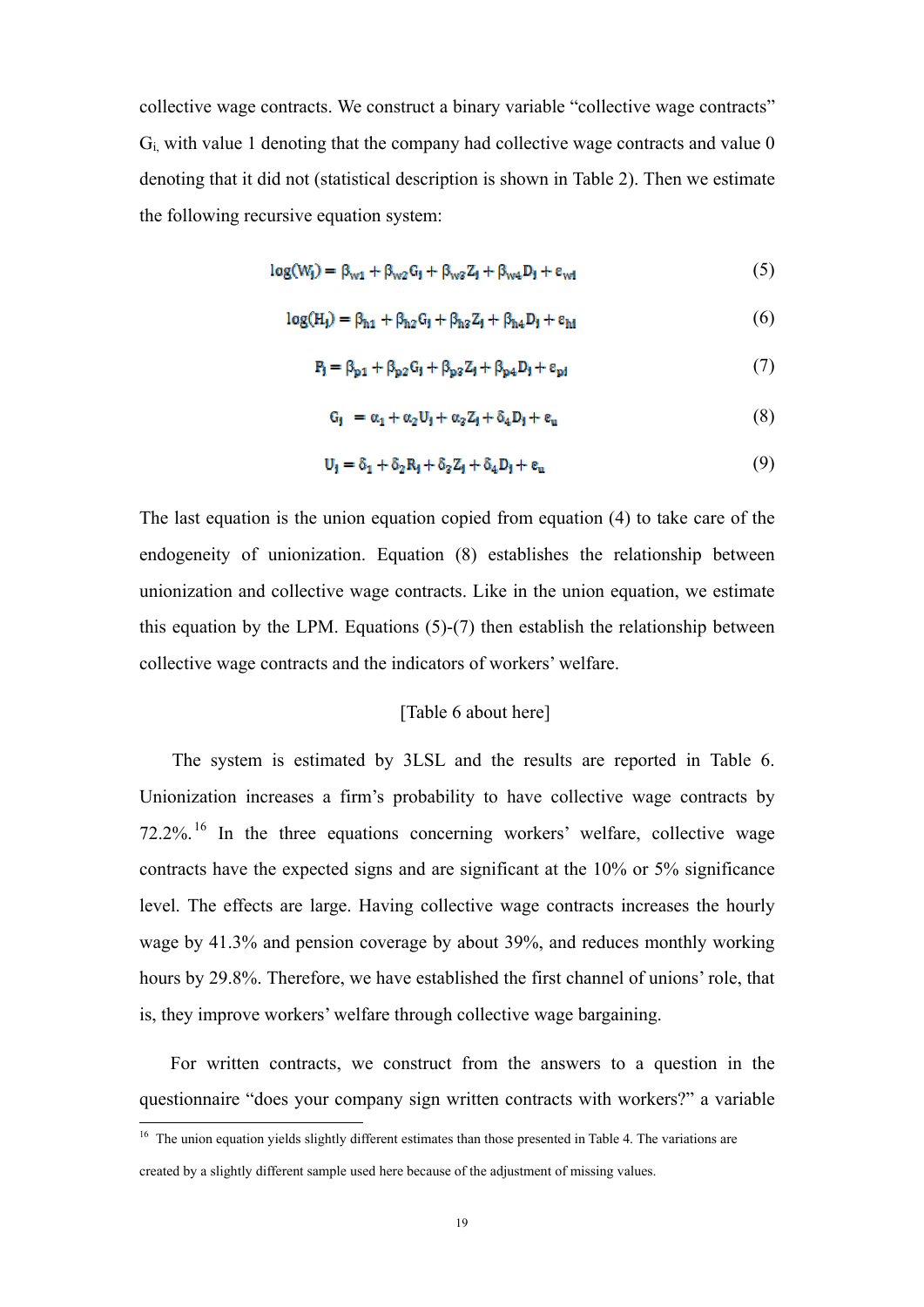collective wage contracts. We construct a binary variable "collective wage contracts" $G_i$, with value 1 denoting that the company had collective wage contracts and value 0 denoting that it did not (statistical description is shown in Table 2). Then we estimate the following recursive equation system:

$$\log(W_i) = \beta_{w1} + \beta_{w2}G_i + \beta_{w3}Z_i + \beta_{w4}D_i + \varepsilon_{wi} \tag{5}$$

$$\log(H_i) = \beta_{h1} + \beta_{h2}G_i + \beta_{h3}Z_i + \beta_{h4}D_i + \varepsilon_{hi} \tag{6}$$

$$P_i = \beta_{p1} + \beta_{p2}G_i + \beta_{p3}Z_i + \beta_{p4}D_i + \varepsilon_{pi} \tag{7}$$

$$G_i = \alpha_1 + \alpha_2 U_i + \alpha_3 Z_i + \delta_4 D_i + \varepsilon_u \tag{8}$$

$$U_i = \delta_1 + \delta_2 R_i + \delta_3 Z_i + \delta_4 D_i + \varepsilon_u \tag{9}$$

The last equation is the union equation copied from equation (4) to take care of the endogeneity of unionization. Equation (8) establishes the relationship between unionization and collective wage contracts. Like in the union equation, we estimate this equation by the LPM. Equations (5)-(7) then establish the relationship between collective wage contracts and the indicators of workers' welfare.

[Table 6 about here]

The system is estimated by 3LSL and the results are reported in Table 6. Unionization increases a firm's probability to have collective wage contracts by 72.2%.[16] In the three equations concerning workers' welfare, collective wage contracts have the expected signs and are significant at the 10% or 5% significance level. The effects are large. Having collective wage contracts increases the hourly wage by 41.3% and pension coverage by about 39%, and reduces monthly working hours by 29.8%. Therefore, we have established the first channel of unions' role, that is, they improve workers' welfare through collective wage bargaining.

For written contracts, we construct from the answers to a question in the questionnaire "does your company sign written contracts with workers?" a variable

---

[16] The union equation yields slightly different estimates than those presented in Table 4. The variations are created by a slightly different sample used here because of the adjustment of missing values.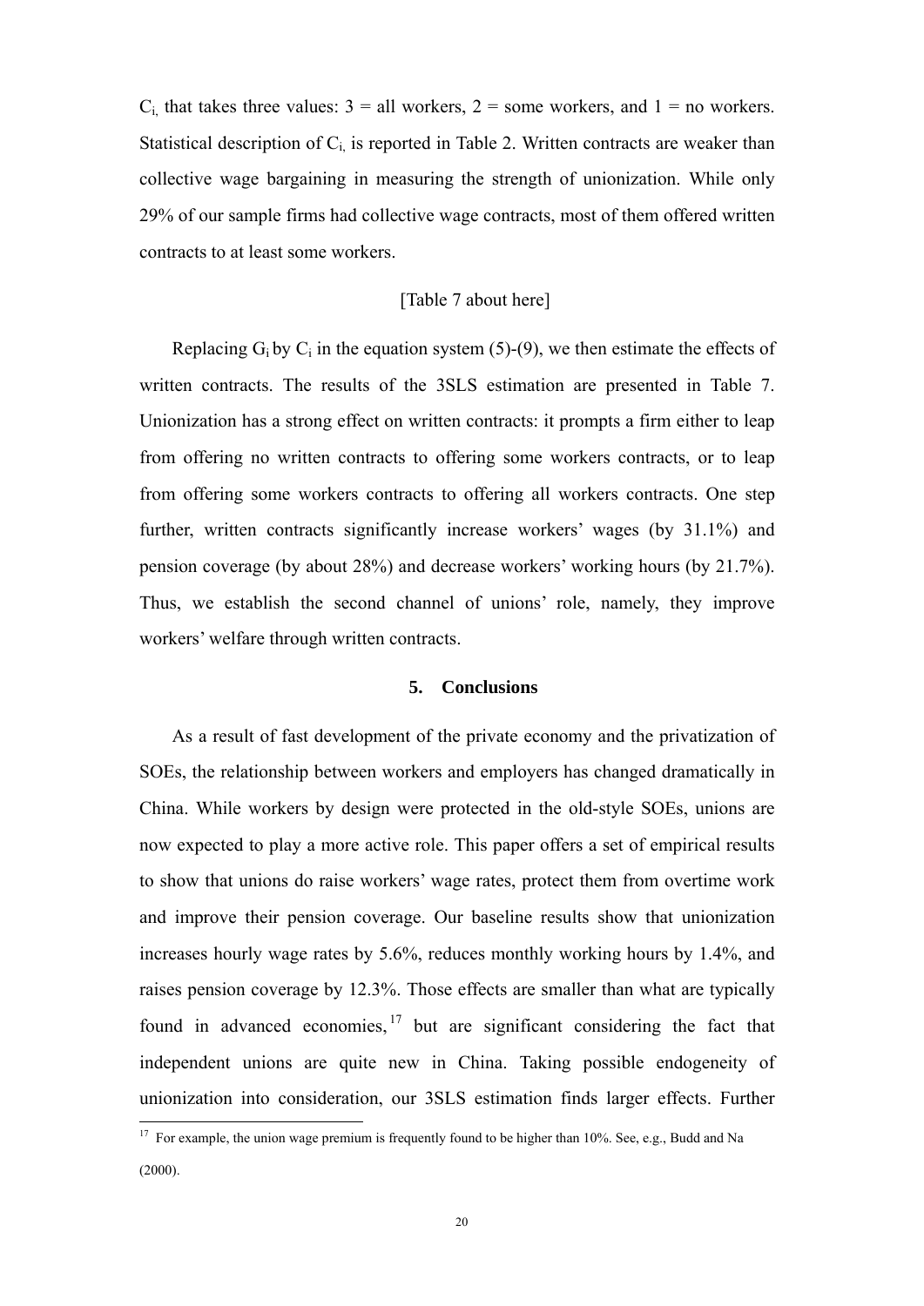$C_i$, that takes three values: 3 = all workers, 2 = some workers, and 1 = no workers. Statistical description of $C_i$, is reported in Table 2. Written contracts are weaker than collective wage bargaining in measuring the strength of unionization. While only 29% of our sample firms had collective wage contracts, most of them offered written contracts to at least some workers.

[Table 7 about here]

Replacing $G_i$ by $C_i$ in the equation system (5)-(9), we then estimate the effects of written contracts. The results of the 3SLS estimation are presented in Table 7. Unionization has a strong effect on written contracts: it prompts a firm either to leap from offering no written contracts to offering some workers contracts, or to leap from offering some workers contracts to offering all workers contracts. One step further, written contracts significantly increase workers' wages (by 31.1%) and pension coverage (by about 28%) and decrease workers' working hours (by 21.7%). Thus, we establish the second channel of unions' role, namely, they improve workers' welfare through written contracts.

## 5. Conclusions

As a result of fast development of the private economy and the privatization of SOEs, the relationship between workers and employers has changed dramatically in China. While workers by design were protected in the old-style SOEs, unions are now expected to play a more active role. This paper offers a set of empirical results to show that unions do raise workers' wage rates, protect them from overtime work and improve their pension coverage. Our baseline results show that unionization increases hourly wage rates by 5.6%, reduces monthly working hours by 1.4%, and raises pension coverage by 12.3%. Those effects are smaller than what are typically found in advanced economies,[17] but are significant considering the fact that independent unions are quite new in China. Taking possible endogeneity of unionization into consideration, our 3SLS estimation finds larger effects. Further

[17] For example, the union wage premium is frequently found to be higher than 10%. See, e.g., Budd and Na (2000).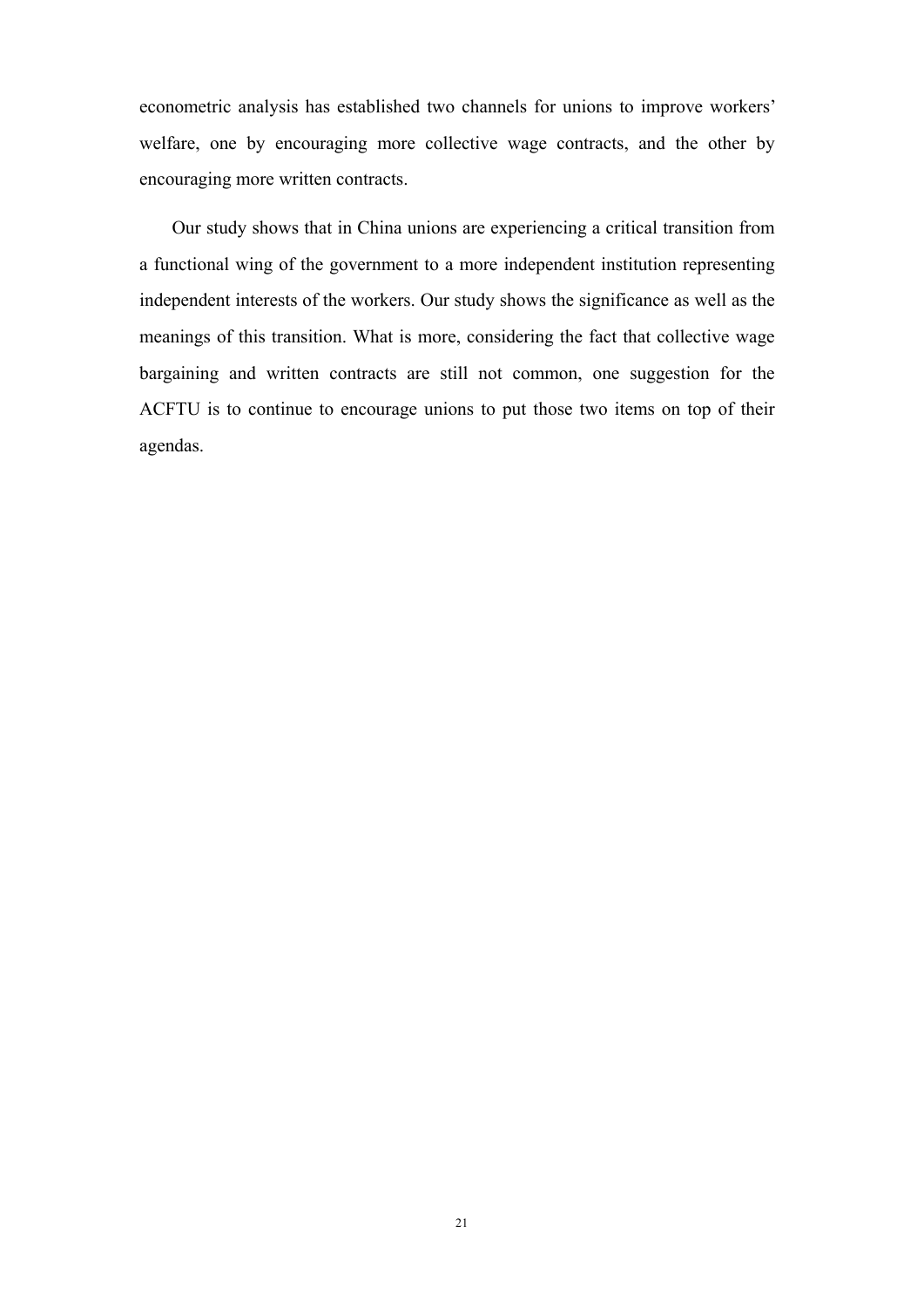econometric analysis has established two channels for unions to improve workers' welfare, one by encouraging more collective wage contracts, and the other by encouraging more written contracts.

Our study shows that in China unions are experiencing a critical transition from a functional wing of the government to a more independent institution representing independent interests of the workers. Our study shows the significance as well as the meanings of this transition. What is more, considering the fact that collective wage bargaining and written contracts are still not common, one suggestion for the ACFTU is to continue to encourage unions to put those two items on top of their agendas.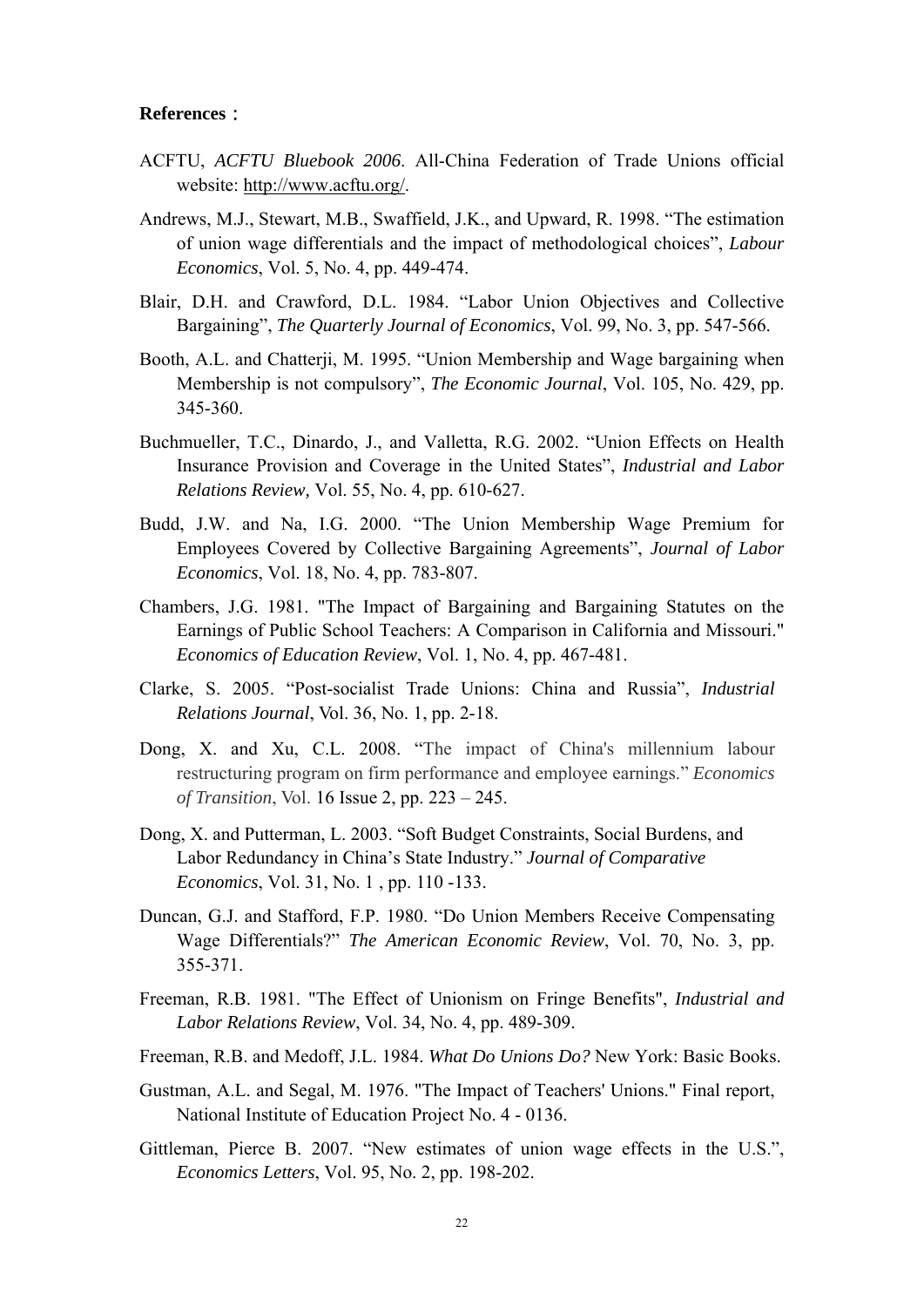**References**：

ACFTU, *ACFTU Bluebook 2006*. All-China Federation of Trade Unions official website: http://www.acftu.org/.

Andrews, M.J., Stewart, M.B., Swaffield, J.K., and Upward, R. 1998. "The estimation of union wage differentials and the impact of methodological choices", *Labour Economics*, Vol. 5, No. 4, pp. 449-474.

Blair, D.H. and Crawford, D.L. 1984. "Labor Union Objectives and Collective Bargaining", *The Quarterly Journal of Economics*, Vol. 99, No. 3, pp. 547-566.

Booth, A.L. and Chatterji, M. 1995. "Union Membership and Wage bargaining when Membership is not compulsory", *The Economic Journal*, Vol. 105, No. 429, pp. 345-360.

Buchmueller, T.C., Dinardo, J., and Valletta, R.G. 2002. "Union Effects on Health Insurance Provision and Coverage in the United States", *Industrial and Labor Relations Review,* Vol. 55, No. 4, pp. 610-627.

Budd, J.W. and Na, I.G. 2000. "The Union Membership Wage Premium for Employees Covered by Collective Bargaining Agreements", *Journal of Labor Economics*, Vol. 18, No. 4, pp. 783-807.

Chambers, J.G. 1981. "The Impact of Bargaining and Bargaining Statutes on the Earnings of Public School Teachers: A Comparison in California and Missouri." *Economics of Education Review*, Vol. 1, No. 4, pp. 467-481.

Clarke, S. 2005. "Post-socialist Trade Unions: China and Russia", *Industrial Relations Journal*, Vol. 36, No. 1, pp. 2-18.

Dong, X. and Xu, C.L. 2008. "The impact of China's millennium labour restructuring program on firm performance and employee earnings." *Economics of Transition*, Vol. 16 Issue 2, pp. 223 – 245.

Dong, X. and Putterman, L. 2003. "Soft Budget Constraints, Social Burdens, and Labor Redundancy in China's State Industry." *Journal of Comparative Economics*, Vol. 31, No. 1 , pp. 110 -133.

Duncan, G.J. and Stafford, F.P. 1980. "Do Union Members Receive Compensating Wage Differentials?" *The American Economic Review*, Vol. 70, No. 3, pp. 355-371.

Freeman, R.B. 1981. "The Effect of Unionism on Fringe Benefits", *Industrial and Labor Relations Review*, Vol. 34, No. 4, pp. 489-309.

Freeman, R.B. and Medoff, J.L. 1984. *What Do Unions Do?* New York: Basic Books.

Gustman, A.L. and Segal, M. 1976. "The Impact of Teachers' Unions." Final report, National Institute of Education Project No. 4 - 0136.

Gittleman, Pierce B. 2007. "New estimates of union wage effects in the U.S.", *Economics Letters*, Vol. 95, No. 2, pp. 198-202.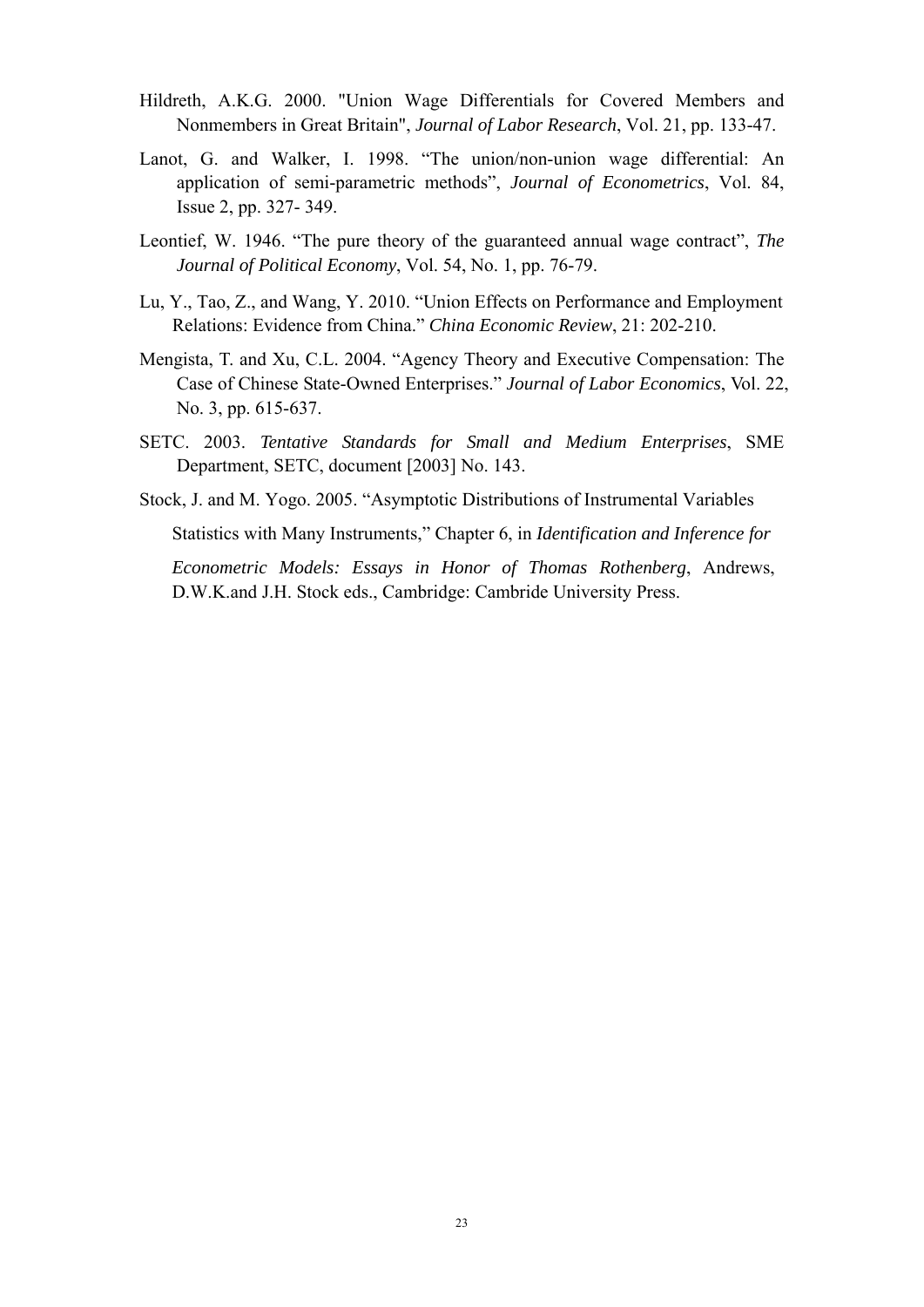Hildreth, A.K.G. 2000. "Union Wage Differentials for Covered Members and Nonmembers in Great Britain", *Journal of Labor Research*, Vol. 21, pp. 133-47.

Lanot, G. and Walker, I. 1998. “The union/non-union wage differential: An application of semi-parametric methods”, *Journal of Econometrics*, Vol. 84, Issue 2, pp. 327- 349.

Leontief, W. 1946. “The pure theory of the guaranteed annual wage contract”, *The Journal of Political Economy*, Vol. 54, No. 1, pp. 76-79.

Lu, Y., Tao, Z., and Wang, Y. 2010. “Union Effects on Performance and Employment Relations: Evidence from China.” *China Economic Review*, 21: 202-210.

Mengista, T. and Xu, C.L. 2004. “Agency Theory and Executive Compensation: The Case of Chinese State-Owned Enterprises.” *Journal of Labor Economics*, Vol. 22, No. 3, pp. 615-637.

SETC. 2003. *Tentative Standards for Small and Medium Enterprises*, SME Department, SETC, document [2003] No. 143.

Stock, J. and M. Yogo. 2005. “Asymptotic Distributions of Instrumental Variables Statistics with Many Instruments,” Chapter 6, in *Identification and Inference for Econometric Models: Essays in Honor of Thomas Rothenberg*, Andrews, D.W.K.and J.H. Stock eds., Cambridge: Cambride University Press.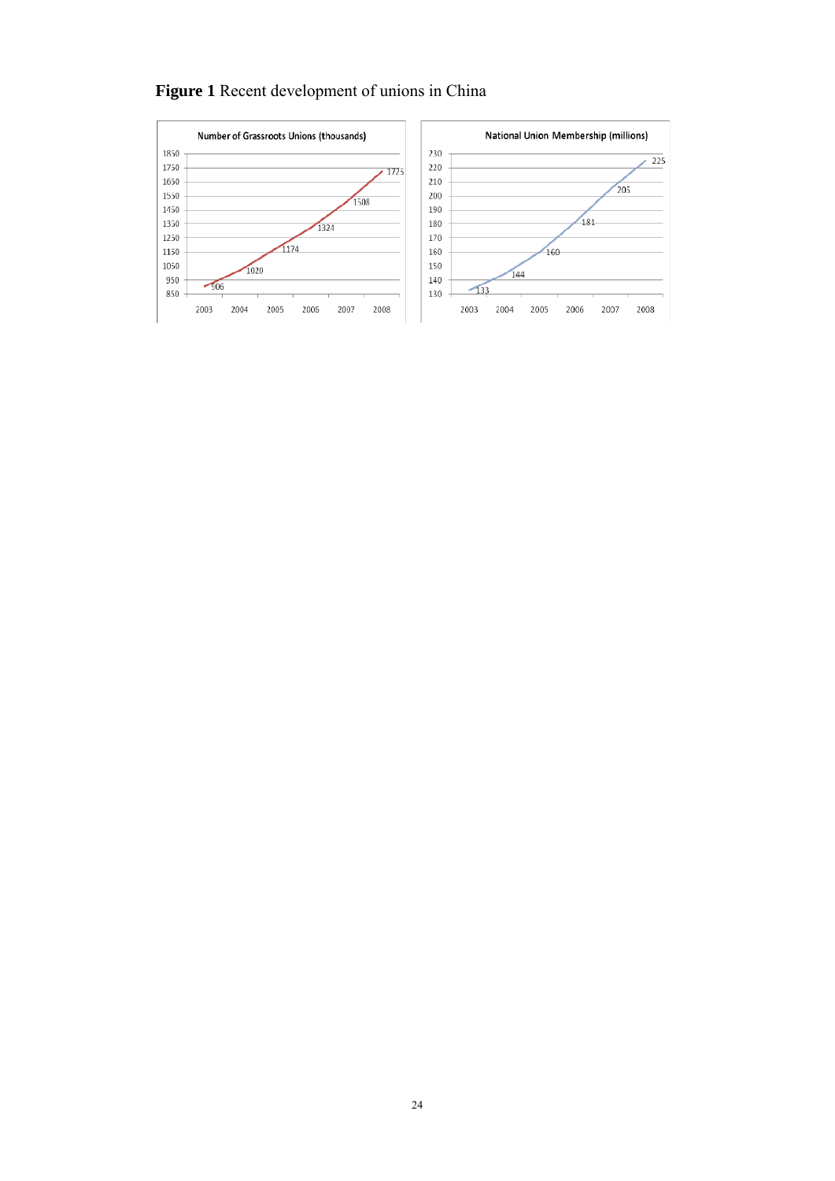**Figure 1** Recent development of unions in China

Number of Grassroots Unions (thousands)

| Year | 2003 | 2004 | 2005 | 2006 | 2007 | 2008 |
|---|---|---|---|---|---|---|
| Number | 906 | 1020 | 1174 | 1324 | 1508 | 1725 |

National Union Membership (millions)

| Year | 2003 | 2004 | 2005 | 2006 | 2007 | 2008 |
|---|---|---|---|---|---|---|
| Membership | 133 | 144 | 160 | 181 | 205 | 225 |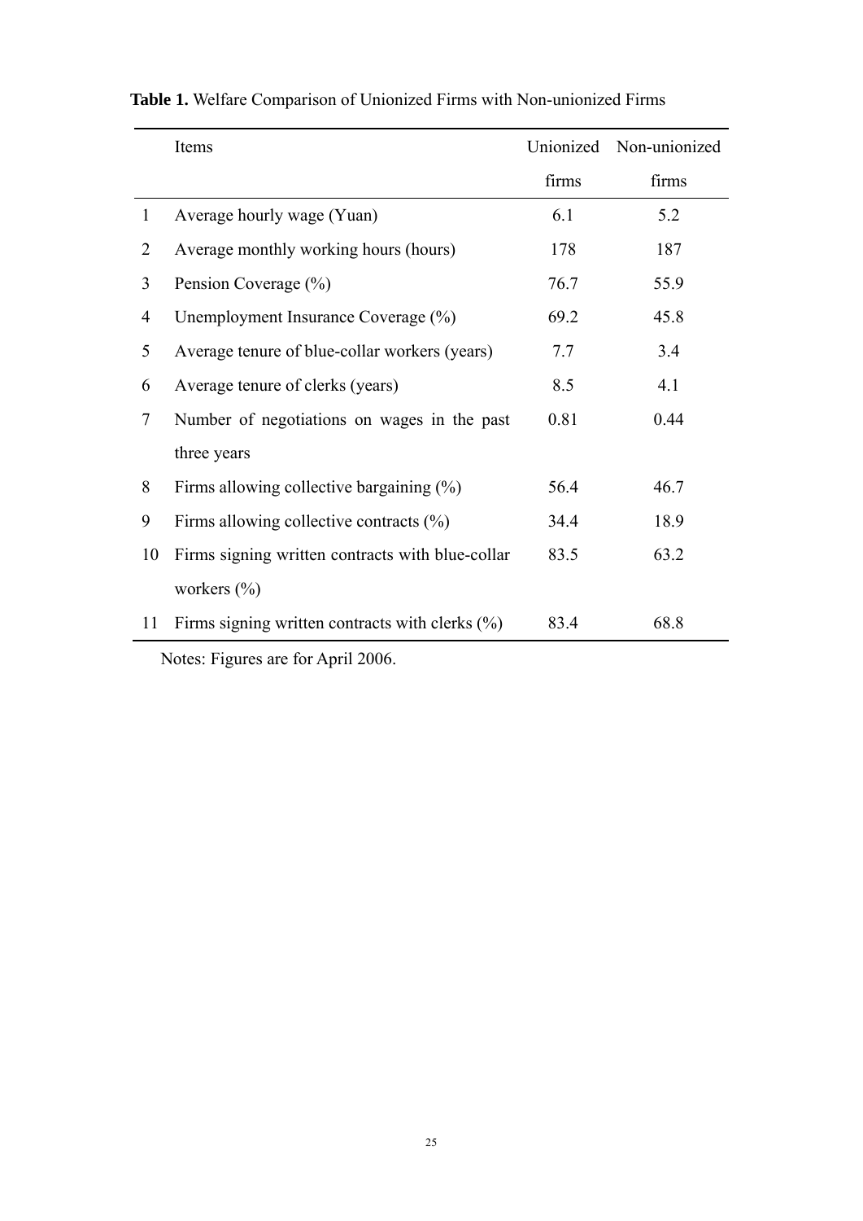**Table 1.** Welfare Comparison of Unionized Firms with Non-unionized Firms

| | Items | Unionized firms | Non-unionized firms |
|---|---|---|---|
| 1 | Average hourly wage (Yuan) | 6.1 | 5.2 |
| 2 | Average monthly working hours (hours) | 178 | 187 |
| 3 | Pension Coverage (%) | 76.7 | 55.9 |
| 4 | Unemployment Insurance Coverage (%) | 69.2 | 45.8 |
| 5 | Average tenure of blue-collar workers (years) | 7.7 | 3.4 |
| 6 | Average tenure of clerks (years) | 8.5 | 4.1 |
| 7 | Number of negotiations on wages in the past three years | 0.81 | 0.44 |
| 8 | Firms allowing collective bargaining (%) | 56.4 | 46.7 |
| 9 | Firms allowing collective contracts (%) | 34.4 | 18.9 |
| 10 | Firms signing written contracts with blue-collar workers (%) | 83.5 | 63.2 |
| 11 | Firms signing written contracts with clerks (%) | 83.4 | 68.8 |

Notes: Figures are for April 2006.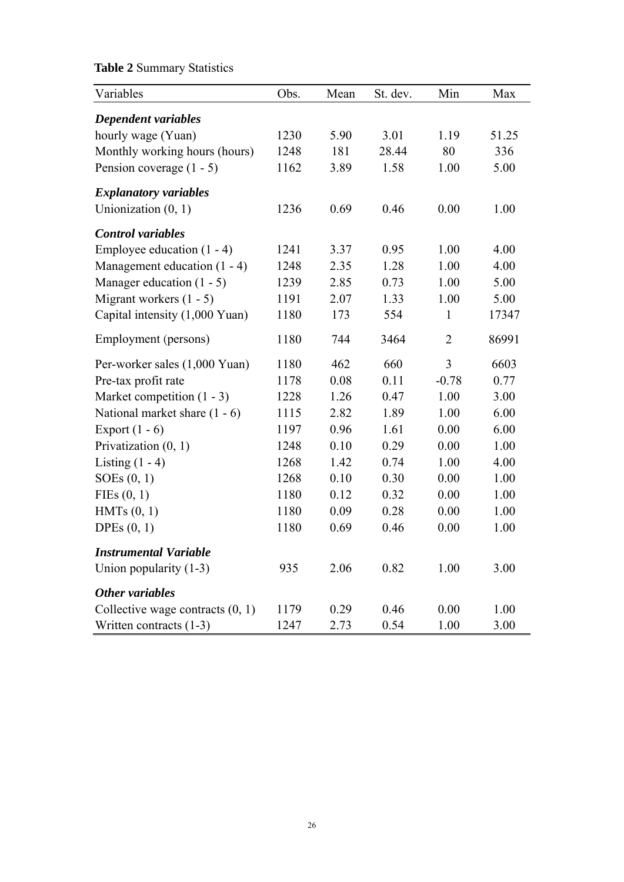**Table 2** Summary Statistics

| Variables | Obs. | Mean | St. dev. | Min | Max |
|---|---|---|---|---|---|
| ***Dependent variables*** | | | | | |
| hourly wage (Yuan) | 1230 | 5.90 | 3.01 | 1.19 | 51.25 |
| Monthly working hours (hours) | 1248 | 181 | 28.44 | 80 | 336 |
| Pension coverage (1 - 5) | 1162 | 3.89 | 1.58 | 1.00 | 5.00 |
| ***Explanatory variables*** | | | | | |
| Unionization (0, 1) | 1236 | 0.69 | 0.46 | 0.00 | 1.00 |
| ***Control variables*** | | | | | |
| Employee education (1 - 4) | 1241 | 3.37 | 0.95 | 1.00 | 4.00 |
| Management education (1 - 4) | 1248 | 2.35 | 1.28 | 1.00 | 4.00 |
| Manager education (1 - 5) | 1239 | 2.85 | 0.73 | 1.00 | 5.00 |
| Migrant workers (1 - 5) | 1191 | 2.07 | 1.33 | 1.00 | 5.00 |
| Capital intensity (1,000 Yuan) | 1180 | 173 | 554 | 1 | 17347 |
| Employment (persons) | 1180 | 744 | 3464 | 2 | 86991 |
| Per-worker sales (1,000 Yuan) | 1180 | 462 | 660 | 3 | 6603 |
| Pre-tax profit rate | 1178 | 0.08 | 0.11 | -0.78 | 0.77 |
| Market competition (1 - 3) | 1228 | 1.26 | 0.47 | 1.00 | 3.00 |
| National market share (1 - 6) | 1115 | 2.82 | 1.89 | 1.00 | 6.00 |
| Export (1 - 6) | 1197 | 0.96 | 1.61 | 0.00 | 6.00 |
| Privatization (0, 1) | 1248 | 0.10 | 0.29 | 0.00 | 1.00 |
| Listing (1 - 4) | 1268 | 1.42 | 0.74 | 1.00 | 4.00 |
| SOEs (0, 1) | 1268 | 0.10 | 0.30 | 0.00 | 1.00 |
| FIEs (0, 1) | 1180 | 0.12 | 0.32 | 0.00 | 1.00 |
| HMTs (0, 1) | 1180 | 0.09 | 0.28 | 0.00 | 1.00 |
| DPEs (0, 1) | 1180 | 0.69 | 0.46 | 0.00 | 1.00 |
| ***Instrumental Variable*** | | | | | |
| Union popularity (1-3) | 935 | 2.06 | 0.82 | 1.00 | 3.00 |
| ***Other variables*** | | | | | |
| Collective wage contracts (0, 1) | 1179 | 0.29 | 0.46 | 0.00 | 1.00 |
| Written contracts (1-3) | 1247 | 2.73 | 0.54 | 1.00 | 3.00 |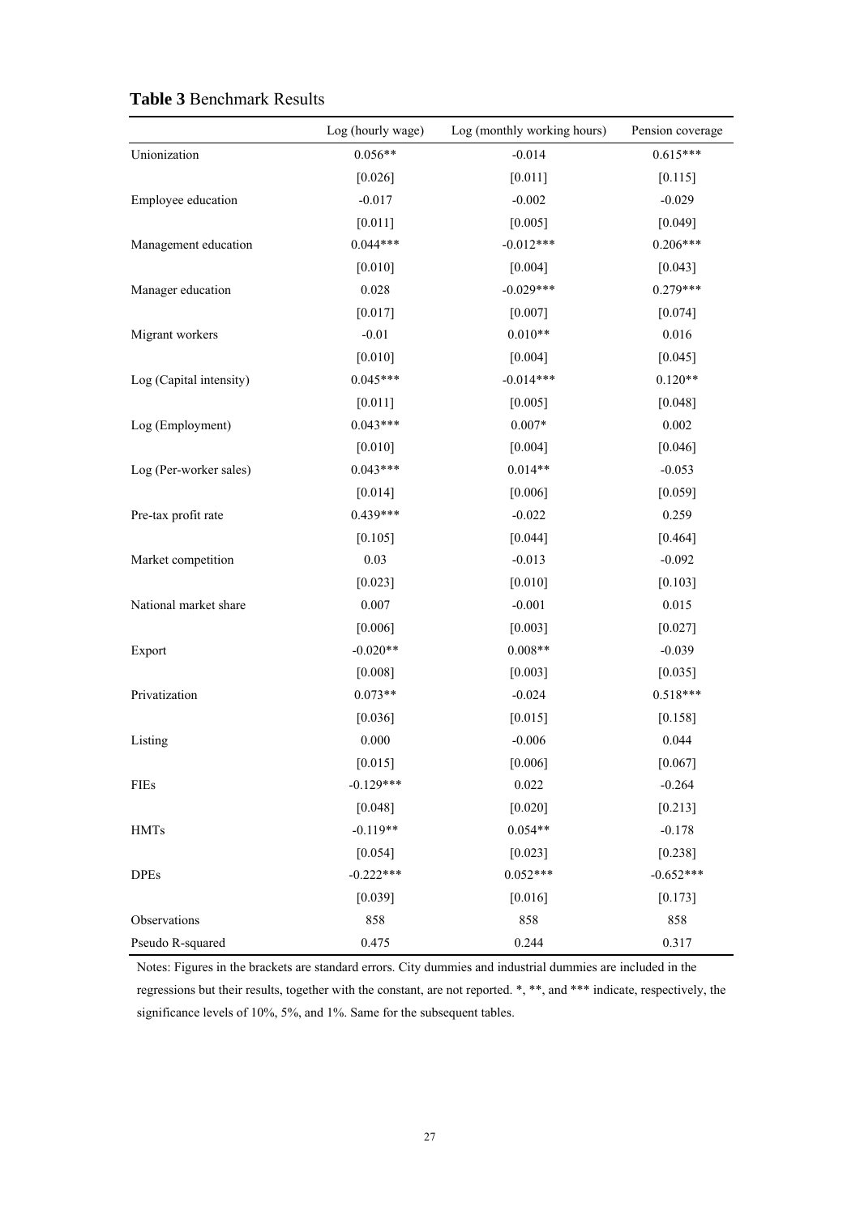**Table 3** Benchmark Results

| | Log (hourly wage) | Log (monthly working hours) | Pension coverage |
|---|---|---|---|
| Unionization | 0.056** | -0.014 | 0.615*** |
| | [0.026] | [0.011] | [0.115] |
| Employee education | -0.017 | -0.002 | -0.029 |
| | [0.011] | [0.005] | [0.049] |
| Management education | 0.044*** | -0.012*** | 0.206*** |
| | [0.010] | [0.004] | [0.043] |
| Manager education | 0.028 | -0.029*** | 0.279*** |
| | [0.017] | [0.007] | [0.074] |
| Migrant workers | -0.01 | 0.010** | 0.016 |
| | [0.010] | [0.004] | [0.045] |
| Log (Capital intensity) | 0.045*** | -0.014*** | 0.120** |
| | [0.011] | [0.005] | [0.048] |
| Log (Employment) | 0.043*** | 0.007* | 0.002 |
| | [0.010] | [0.004] | [0.046] |
| Log (Per-worker sales) | 0.043*** | 0.014** | -0.053 |
| | [0.014] | [0.006] | [0.059] |
| Pre-tax profit rate | 0.439*** | -0.022 | 0.259 |
| | [0.105] | [0.044] | [0.464] |
| Market competition | 0.03 | -0.013 | -0.092 |
| | [0.023] | [0.010] | [0.103] |
| National market share | 0.007 | -0.001 | 0.015 |
| | [0.006] | [0.003] | [0.027] |
| Export | -0.020** | 0.008** | -0.039 |
| | [0.008] | [0.003] | [0.035] |
| Privatization | 0.073** | -0.024 | 0.518*** |
| | [0.036] | [0.015] | [0.158] |
| Listing | 0.000 | -0.006 | 0.044 |
| | [0.015] | [0.006] | [0.067] |
| FIEs | -0.129*** | 0.022 | -0.264 |
| | [0.048] | [0.020] | [0.213] |
| HMTs | -0.119** | 0.054** | -0.178 |
| | [0.054] | [0.023] | [0.238] |
| DPEs | -0.222*** | 0.052*** | -0.652*** |
| | [0.039] | [0.016] | [0.173] |
| Observations | 858 | 858 | 858 |
| Pseudo R-squared | 0.475 | 0.244 | 0.317 |

Notes: Figures in the brackets are standard errors. City dummies and industrial dummies are included in the regressions but their results, together with the constant, are not reported. *, **, and *** indicate, respectively, the significance levels of 10%, 5%, and 1%. Same for the subsequent tables.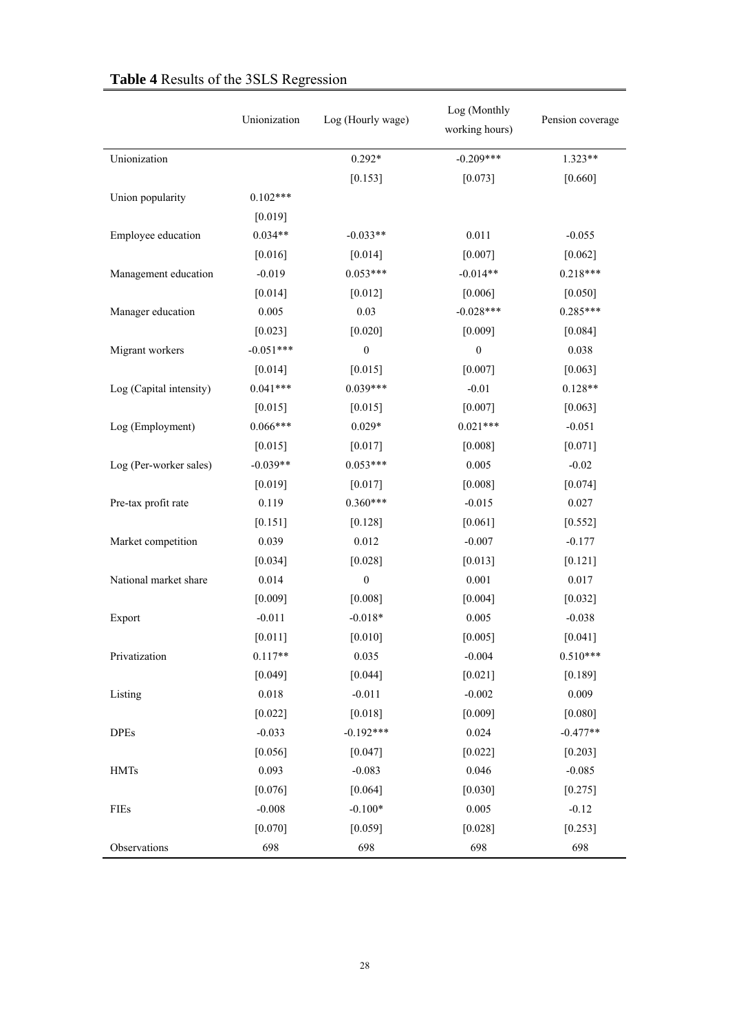**Table 4** Results of the 3SLS Regression

| | Unionization | Log (Hourly wage) | Log (Monthly working hours) | Pension coverage |
|---|---|---|---|---|
| Unionization | | 0.292* | -0.209*** | 1.323** |
| | | [0.153] | [0.073] | [0.660] |
| Union popularity | 0.102*** | | | |
| | [0.019] | | | |
| Employee education | 0.034** | -0.033** | 0.011 | -0.055 |
| | [0.016] | [0.014] | [0.007] | [0.062] |
| Management education | -0.019 | 0.053*** | -0.014** | 0.218*** |
| | [0.014] | [0.012] | [0.006] | [0.050] |
| Manager education | 0.005 | 0.03 | -0.028*** | 0.285*** |
| | [0.023] | [0.020] | [0.009] | [0.084] |
| Migrant workers | -0.051*** | 0 | 0 | 0.038 |
| | [0.014] | [0.015] | [0.007] | [0.063] |
| Log (Capital intensity) | 0.041*** | 0.039*** | -0.01 | 0.128** |
| | [0.015] | [0.015] | [0.007] | [0.063] |
| Log (Employment) | 0.066*** | 0.029* | 0.021*** | -0.051 |
| | [0.015] | [0.017] | [0.008] | [0.071] |
| Log (Per-worker sales) | -0.039** | 0.053*** | 0.005 | -0.02 |
| | [0.019] | [0.017] | [0.008] | [0.074] |
| Pre-tax profit rate | 0.119 | 0.360*** | -0.015 | 0.027 |
| | [0.151] | [0.128] | [0.061] | [0.552] |
| Market competition | 0.039 | 0.012 | -0.007 | -0.177 |
| | [0.034] | [0.028] | [0.013] | [0.121] |
| National market share | 0.014 | 0 | 0.001 | 0.017 |
| | [0.009] | [0.008] | [0.004] | [0.032] |
| Export | -0.011 | -0.018* | 0.005 | -0.038 |
| | [0.011] | [0.010] | [0.005] | [0.041] |
| Privatization | 0.117** | 0.035 | -0.004 | 0.510*** |
| | [0.049] | [0.044] | [0.021] | [0.189] |
| Listing | 0.018 | -0.011 | -0.002 | 0.009 |
| | [0.022] | [0.018] | [0.009] | [0.080] |
| DPEs | -0.033 | -0.192*** | 0.024 | -0.477** |
| | [0.056] | [0.047] | [0.022] | [0.203] |
| HMTs | 0.093 | -0.083 | 0.046 | -0.085 |
| | [0.076] | [0.064] | [0.030] | [0.275] |
| FIEs | -0.008 | -0.100* | 0.005 | -0.12 |
| | [0.070] | [0.059] | [0.028] | [0.253] |
| Observations | 698 | 698 | 698 | 698 |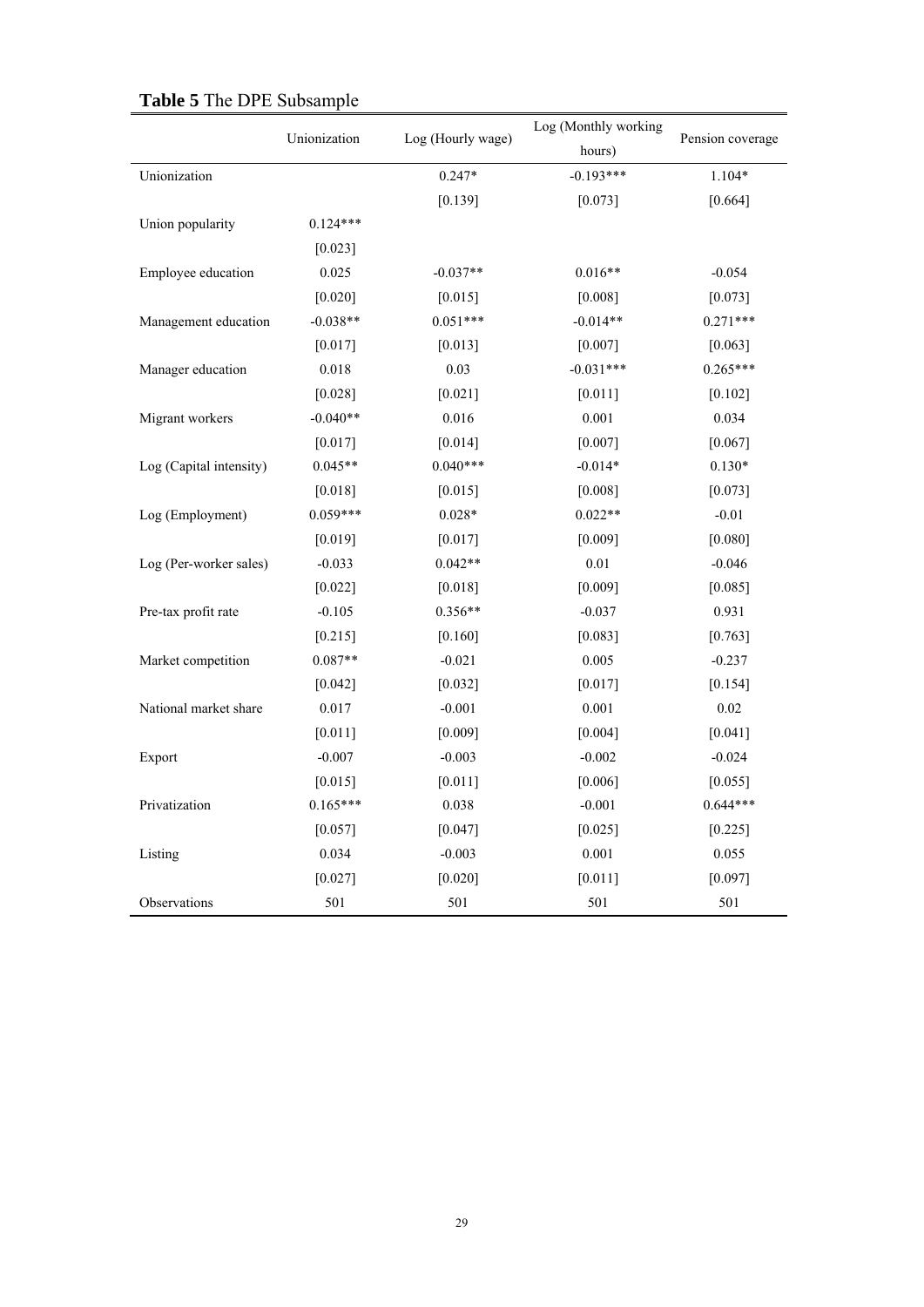**Table 5** The DPE Subsample

| | Unionization | Log (Hourly wage) | Log (Monthly working hours) | Pension coverage |
|---|---|---|---|---|
| Unionization | | 0.247* | -0.193*** | 1.104* |
| | | [0.139] | [0.073] | [0.664] |
| Union popularity | 0.124*** | | | |
| | [0.023] | | | |
| Employee education | 0.025 | -0.037** | 0.016** | -0.054 |
| | [0.020] | [0.015] | [0.008] | [0.073] |
| Management education | -0.038** | 0.051*** | -0.014** | 0.271*** |
| | [0.017] | [0.013] | [0.007] | [0.063] |
| Manager education | 0.018 | 0.03 | -0.031*** | 0.265*** |
| | [0.028] | [0.021] | [0.011] | [0.102] |
| Migrant workers | -0.040** | 0.016 | 0.001 | 0.034 |
| | [0.017] | [0.014] | [0.007] | [0.067] |
| Log (Capital intensity) | 0.045** | 0.040*** | -0.014* | 0.130* |
| | [0.018] | [0.015] | [0.008] | [0.073] |
| Log (Employment) | 0.059*** | 0.028* | 0.022** | -0.01 |
| | [0.019] | [0.017] | [0.009] | [0.080] |
| Log (Per-worker sales) | -0.033 | 0.042** | 0.01 | -0.046 |
| | [0.022] | [0.018] | [0.009] | [0.085] |
| Pre-tax profit rate | -0.105 | 0.356** | -0.037 | 0.931 |
| | [0.215] | [0.160] | [0.083] | [0.763] |
| Market competition | 0.087** | -0.021 | 0.005 | -0.237 |
| | [0.042] | [0.032] | [0.017] | [0.154] |
| National market share | 0.017 | -0.001 | 0.001 | 0.02 |
| | [0.011] | [0.009] | [0.004] | [0.041] |
| Export | -0.007 | -0.003 | -0.002 | -0.024 |
| | [0.015] | [0.011] | [0.006] | [0.055] |
| Privatization | 0.165*** | 0.038 | -0.001 | 0.644*** |
| | [0.057] | [0.047] | [0.025] | [0.225] |
| Listing | 0.034 | -0.003 | 0.001 | 0.055 |
| | [0.027] | [0.020] | [0.011] | [0.097] |
| Observations | 501 | 501 | 501 | 501 |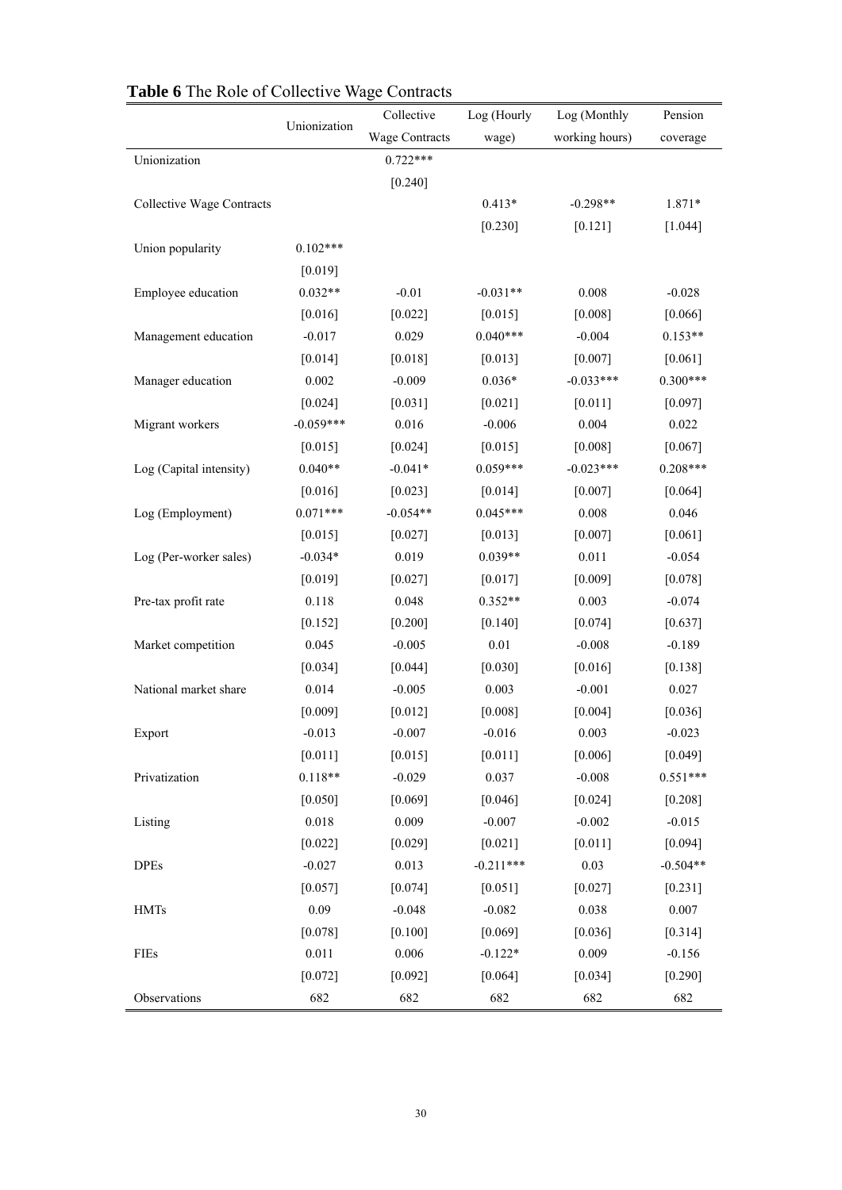**Table 6** The Role of Collective Wage Contracts

| | Unionization | Collective Wage Contracts | Log (Hourly wage) | Log (Monthly working hours) | Pension coverage |
|---|---|---|---|---|---|
| Unionization | | 0.722*** | | | |
| | | [0.240] | | | |
| Collective Wage Contracts | | | 0.413* | -0.298** | 1.871* |
| | | | [0.230] | [0.121] | [1.044] |
| Union popularity | 0.102*** | | | | |
| | [0.019] | | | | |
| Employee education | 0.032** | -0.01 | -0.031** | 0.008 | -0.028 |
| | [0.016] | [0.022] | [0.015] | [0.008] | [0.066] |
| Management education | -0.017 | 0.029 | 0.040*** | -0.004 | 0.153** |
| | [0.014] | [0.018] | [0.013] | [0.007] | [0.061] |
| Manager education | 0.002 | -0.009 | 0.036* | -0.033*** | 0.300*** |
| | [0.024] | [0.031] | [0.021] | [0.011] | [0.097] |
| Migrant workers | -0.059*** | 0.016 | -0.006 | 0.004 | 0.022 |
| | [0.015] | [0.024] | [0.015] | [0.008] | [0.067] |
| Log (Capital intensity) | 0.040** | -0.041* | 0.059*** | -0.023*** | 0.208*** |
| | [0.016] | [0.023] | [0.014] | [0.007] | [0.064] |
| Log (Employment) | 0.071*** | -0.054** | 0.045*** | 0.008 | 0.046 |
| | [0.015] | [0.027] | [0.013] | [0.007] | [0.061] |
| Log (Per-worker sales) | -0.034* | 0.019 | 0.039** | 0.011 | -0.054 |
| | [0.019] | [0.027] | [0.017] | [0.009] | [0.078] |
| Pre-tax profit rate | 0.118 | 0.048 | 0.352** | 0.003 | -0.074 |
| | [0.152] | [0.200] | [0.140] | [0.074] | [0.637] |
| Market competition | 0.045 | -0.005 | 0.01 | -0.008 | -0.189 |
| | [0.034] | [0.044] | [0.030] | [0.016] | [0.138] |
| National market share | 0.014 | -0.005 | 0.003 | -0.001 | 0.027 |
| | [0.009] | [0.012] | [0.008] | [0.004] | [0.036] |
| Export | -0.013 | -0.007 | -0.016 | 0.003 | -0.023 |
| | [0.011] | [0.015] | [0.011] | [0.006] | [0.049] |
| Privatization | 0.118** | -0.029 | 0.037 | -0.008 | 0.551*** |
| | [0.050] | [0.069] | [0.046] | [0.024] | [0.208] |
| Listing | 0.018 | 0.009 | -0.007 | -0.002 | -0.015 |
| | [0.022] | [0.029] | [0.021] | [0.011] | [0.094] |
| DPEs | -0.027 | 0.013 | -0.211*** | 0.03 | -0.504** |
| | [0.057] | [0.074] | [0.051] | [0.027] | [0.231] |
| HMTs | 0.09 | -0.048 | -0.082 | 0.038 | 0.007 |
| | [0.078] | [0.100] | [0.069] | [0.036] | [0.314] |
| FIEs | 0.011 | 0.006 | -0.122* | 0.009 | -0.156 |
| | [0.072] | [0.092] | [0.064] | [0.034] | [0.290] |
| Observations | 682 | 682 | 682 | 682 | 682 |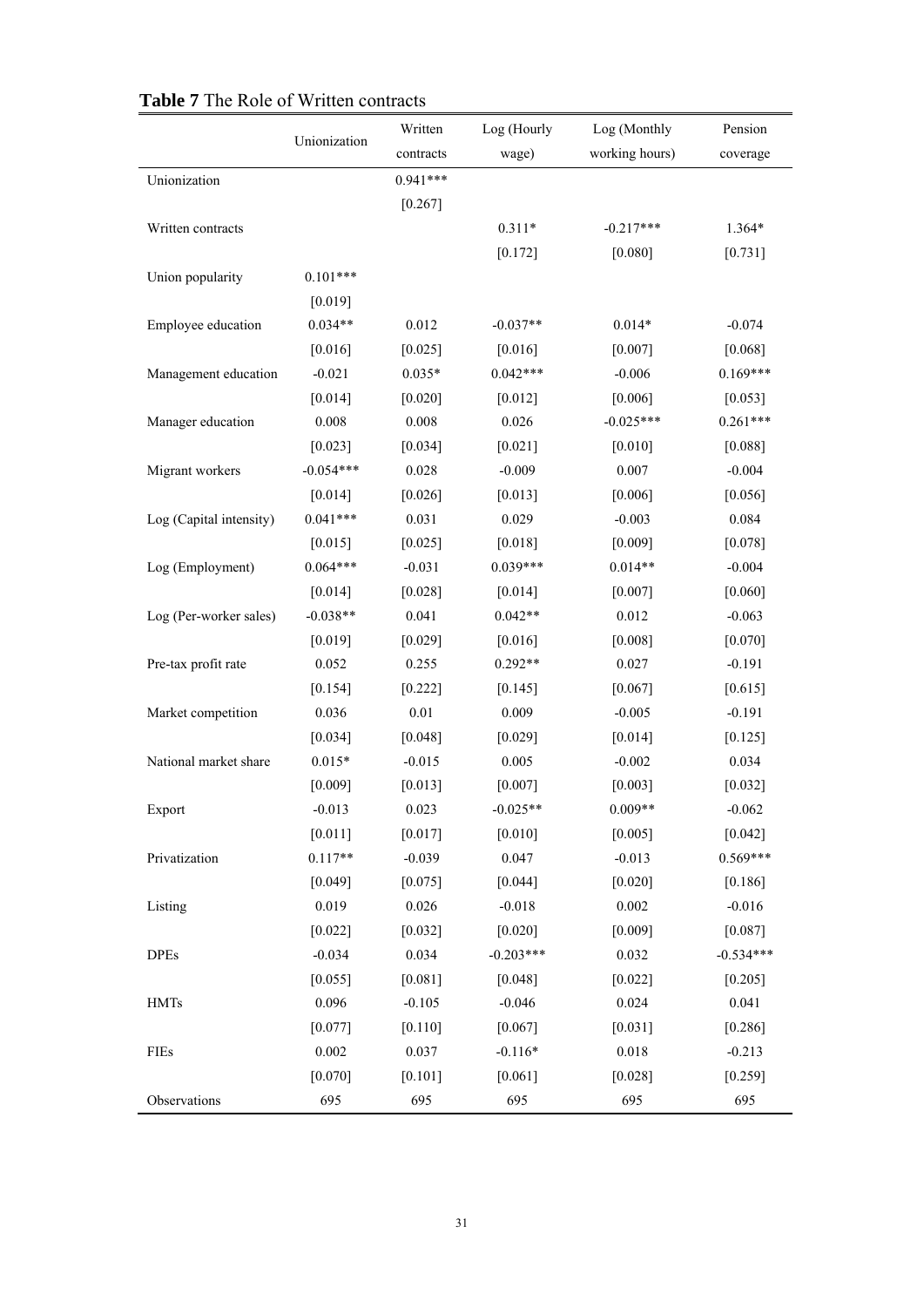**Table 7** The Role of Written contracts

| | Unionization | Written contracts | Log (Hourly wage) | Log (Monthly working hours) | Pension coverage |
|---|---|---|---|---|---|
| Unionization | | 0.941*** | | | |
| | | [0.267] | | | |
| Written contracts | | | 0.311* | -0.217*** | 1.364* |
| | | | [0.172] | [0.080] | [0.731] |
| Union popularity | 0.101*** | | | | |
| | [0.019] | | | | |
| Employee education | 0.034** | 0.012 | -0.037** | 0.014* | -0.074 |
| | [0.016] | [0.025] | [0.016] | [0.007] | [0.068] |
| Management education | -0.021 | 0.035* | 0.042*** | -0.006 | 0.169*** |
| | [0.014] | [0.020] | [0.012] | [0.006] | [0.053] |
| Manager education | 0.008 | 0.008 | 0.026 | -0.025*** | 0.261*** |
| | [0.023] | [0.034] | [0.021] | [0.010] | [0.088] |
| Migrant workers | -0.054*** | 0.028 | -0.009 | 0.007 | -0.004 |
| | [0.014] | [0.026] | [0.013] | [0.006] | [0.056] |
| Log (Capital intensity) | 0.041*** | 0.031 | 0.029 | -0.003 | 0.084 |
| | [0.015] | [0.025] | [0.018] | [0.009] | [0.078] |
| Log (Employment) | 0.064*** | -0.031 | 0.039*** | 0.014** | -0.004 |
| | [0.014] | [0.028] | [0.014] | [0.007] | [0.060] |
| Log (Per-worker sales) | -0.038** | 0.041 | 0.042** | 0.012 | -0.063 |
| | [0.019] | [0.029] | [0.016] | [0.008] | [0.070] |
| Pre-tax profit rate | 0.052 | 0.255 | 0.292** | 0.027 | -0.191 |
| | [0.154] | [0.222] | [0.145] | [0.067] | [0.615] |
| Market competition | 0.036 | 0.01 | 0.009 | -0.005 | -0.191 |
| | [0.034] | [0.048] | [0.029] | [0.014] | [0.125] |
| National market share | 0.015* | -0.015 | 0.005 | -0.002 | 0.034 |
| | [0.009] | [0.013] | [0.007] | [0.003] | [0.032] |
| Export | -0.013 | 0.023 | -0.025** | 0.009** | -0.062 |
| | [0.011] | [0.017] | [0.010] | [0.005] | [0.042] |
| Privatization | 0.117** | -0.039 | 0.047 | -0.013 | 0.569*** |
| | [0.049] | [0.075] | [0.044] | [0.020] | [0.186] |
| Listing | 0.019 | 0.026 | -0.018 | 0.002 | -0.016 |
| | [0.022] | [0.032] | [0.020] | [0.009] | [0.087] |
| DPEs | -0.034 | 0.034 | -0.203*** | 0.032 | -0.534*** |
| | [0.055] | [0.081] | [0.048] | [0.022] | [0.205] |
| HMTs | 0.096 | -0.105 | -0.046 | 0.024 | 0.041 |
| | [0.077] | [0.110] | [0.067] | [0.031] | [0.286] |
| FIEs | 0.002 | 0.037 | -0.116* | 0.018 | -0.213 |
| | [0.070] | [0.101] | [0.061] | [0.028] | [0.259] |
| Observations | 695 | 695 | 695 | 695 | 695 |